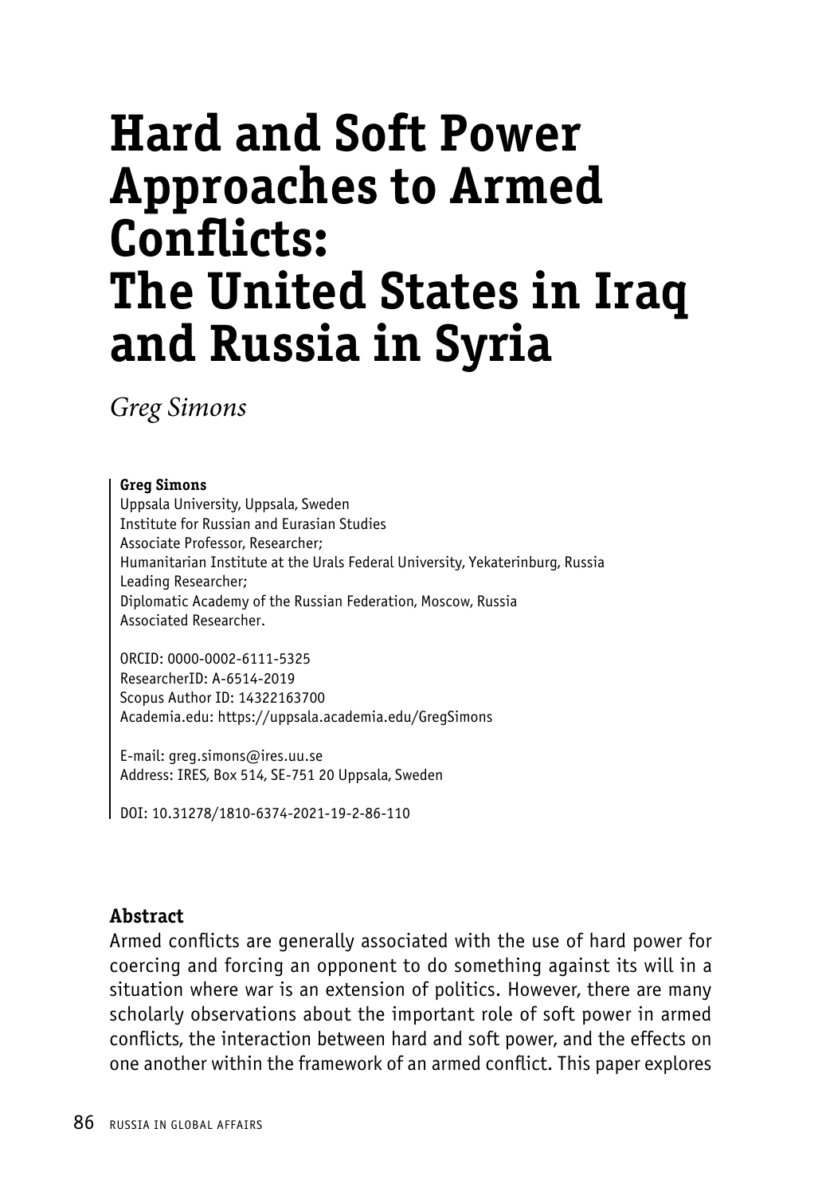# Hard and Soft Power Approaches to Armed Conflicts: The United States in Iraq and Russia in Syria

*Greg Simons*

**Greg Simons**
Uppsala University, Uppsala, Sweden
Institute for Russian and Eurasian Studies
Associate Professor, Researcher;
Humanitarian Institute at the Urals Federal University, Yekaterinburg, Russia
Leading Researcher;
Diplomatic Academy of the Russian Federation, Moscow, Russia
Associated Researcher.

ORCID: 0000-0002-6111-5325
ResearcherID: A-6514-2019
Scopus Author ID: 14322163700
Academia.edu: https://uppsala.academia.edu/GregSimons

E-mail: greg.simons@ires.uu.se
Address: IRES, Box 514, SE-751 20 Uppsala, Sweden

DOI: 10.31278/1810-6374-2021-19-2-86-110

## Abstract

Armed conflicts are generally associated with the use of hard power for coercing and forcing an opponent to do something against its will in a situation where war is an extension of politics. However, there are many scholarly observations about the important role of soft power in armed conflicts, the interaction between hard and soft power, and the effects on one another within the framework of an armed conflict. This paper explores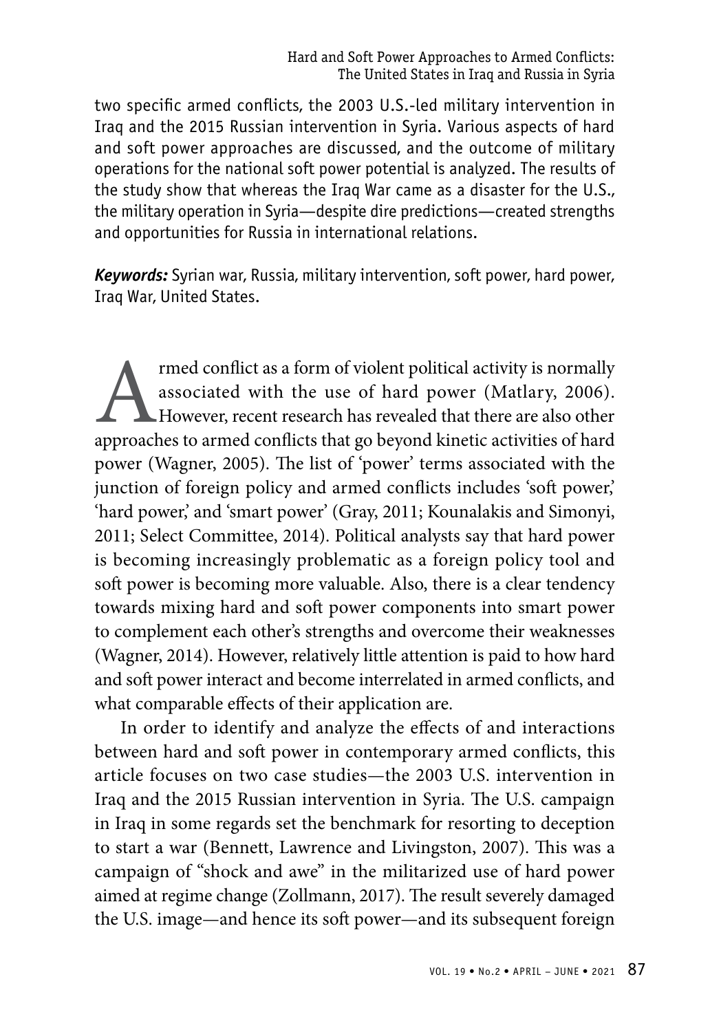two specific armed conflicts, the 2003 U.S.-led military intervention in Iraq and the 2015 Russian intervention in Syria. Various aspects of hard and soft power approaches are discussed, and the outcome of military operations for the national soft power potential is analyzed. The results of the study show that whereas the Iraq War came as a disaster for the U.S., the military operation in Syria—despite dire predictions—created strengths and opportunities for Russia in international relations.

***Keywords:*** Syrian war, Russia, military intervention, soft power, hard power, Iraq War, United States.

Armed conflict as a form of violent political activity is normally associated with the use of hard power (Matlary, 2006). However, recent research has revealed that there are also other approaches to armed conflicts that go beyond kinetic activities of hard power (Wagner, 2005). The list of 'power' terms associated with the junction of foreign policy and armed conflicts includes 'soft power,' 'hard power,' and 'smart power' (Gray, 2011; Kounalakis and Simonyi, 2011; Select Committee, 2014). Political analysts say that hard power is becoming increasingly problematic as a foreign policy tool and soft power is becoming more valuable. Also, there is a clear tendency towards mixing hard and soft power components into smart power to complement each other's strengths and overcome their weaknesses (Wagner, 2014). However, relatively little attention is paid to how hard and soft power interact and become interrelated in armed conflicts, and what comparable effects of their application are.

In order to identify and analyze the effects of and interactions between hard and soft power in contemporary armed conflicts, this article focuses on two case studies—the 2003 U.S. intervention in Iraq and the 2015 Russian intervention in Syria. The U.S. campaign in Iraq in some regards set the benchmark for resorting to deception to start a war (Bennett, Lawrence and Livingston, 2007). This was a campaign of "shock and awe" in the militarized use of hard power aimed at regime change (Zollmann, 2017). The result severely damaged the U.S. image—and hence its soft power—and its subsequent foreign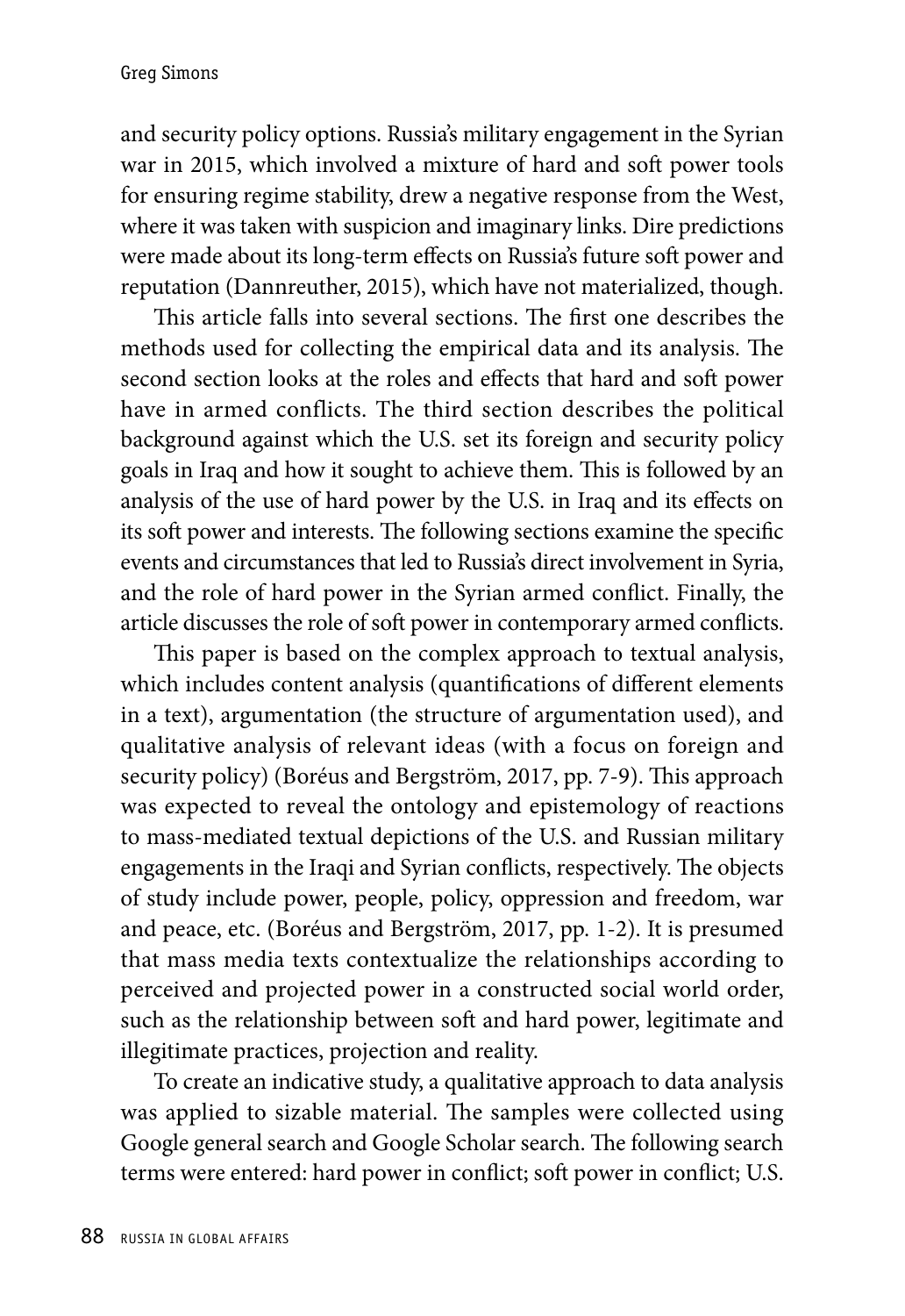and security policy options. Russia's military engagement in the Syrian war in 2015, which involved a mixture of hard and soft power tools for ensuring regime stability, drew a negative response from the West, where it was taken with suspicion and imaginary links. Dire predictions were made about its long-term effects on Russia's future soft power and reputation (Dannreuther, 2015), which have not materialized, though.

This article falls into several sections. The first one describes the methods used for collecting the empirical data and its analysis. The second section looks at the roles and effects that hard and soft power have in armed conflicts. The third section describes the political background against which the U.S. set its foreign and security policy goals in Iraq and how it sought to achieve them. This is followed by an analysis of the use of hard power by the U.S. in Iraq and its effects on its soft power and interests. The following sections examine the specific events and circumstances that led to Russia's direct involvement in Syria, and the role of hard power in the Syrian armed conflict. Finally, the article discusses the role of soft power in contemporary armed conflicts.

This paper is based on the complex approach to textual analysis, which includes content analysis (quantifications of different elements in a text), argumentation (the structure of argumentation used), and qualitative analysis of relevant ideas (with a focus on foreign and security policy) (Boréus and Bergström, 2017, pp. 7-9). This approach was expected to reveal the ontology and epistemology of reactions to mass-mediated textual depictions of the U.S. and Russian military engagements in the Iraqi and Syrian conflicts, respectively. The objects of study include power, people, policy, oppression and freedom, war and peace, etc. (Boréus and Bergström, 2017, pp. 1-2). It is presumed that mass media texts contextualize the relationships according to perceived and projected power in a constructed social world order, such as the relationship between soft and hard power, legitimate and illegitimate practices, projection and reality.

To create an indicative study, a qualitative approach to data analysis was applied to sizable material. The samples were collected using Google general search and Google Scholar search. The following search terms were entered: hard power in conflict; soft power in conflict; U.S.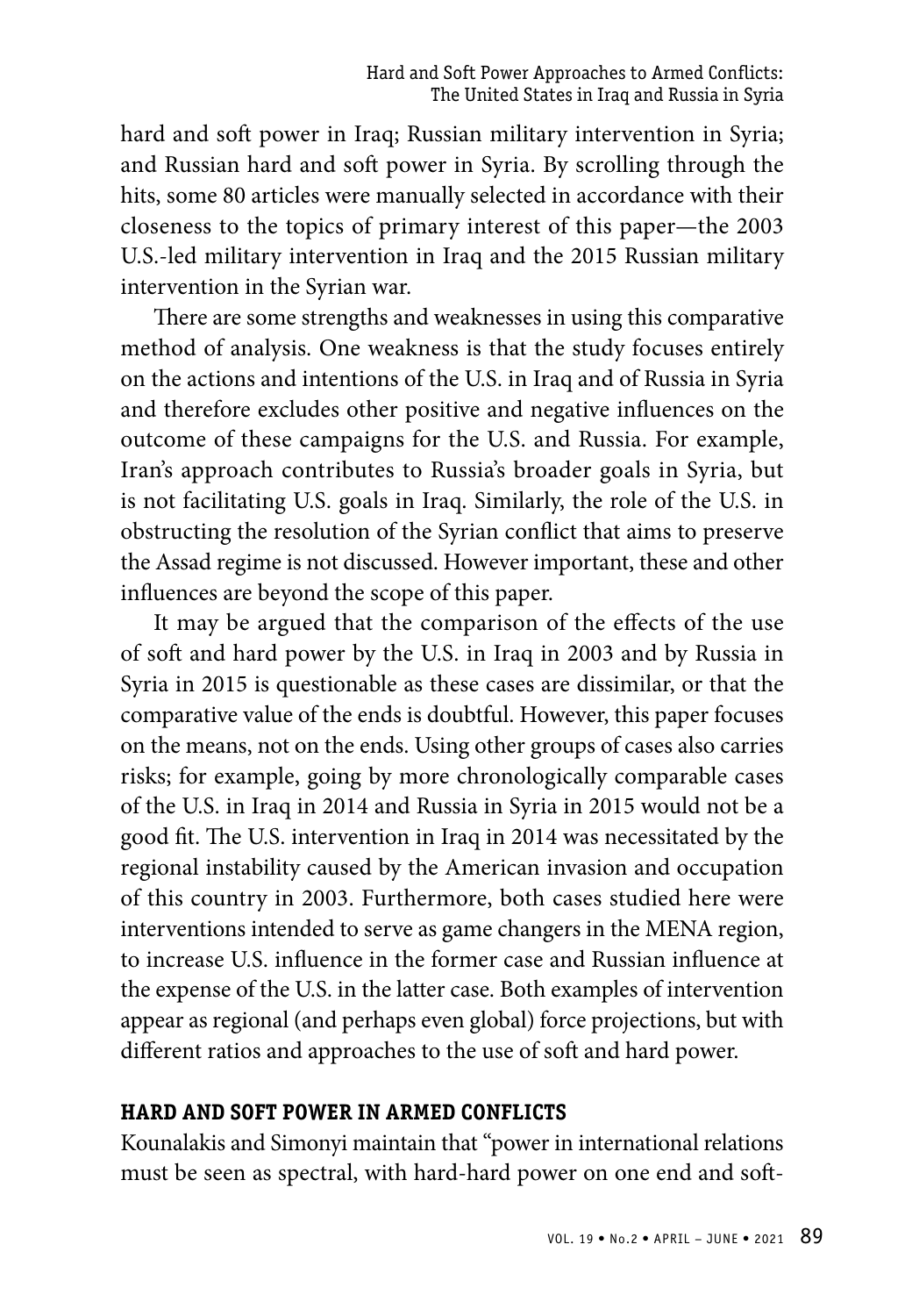hard and soft power in Iraq; Russian military intervention in Syria; and Russian hard and soft power in Syria. By scrolling through the hits, some 80 articles were manually selected in accordance with their closeness to the topics of primary interest of this paper—the 2003 U.S.-led military intervention in Iraq and the 2015 Russian military intervention in the Syrian war.

There are some strengths and weaknesses in using this comparative method of analysis. One weakness is that the study focuses entirely on the actions and intentions of the U.S. in Iraq and of Russia in Syria and therefore excludes other positive and negative influences on the outcome of these campaigns for the U.S. and Russia. For example, Iran's approach contributes to Russia's broader goals in Syria, but is not facilitating U.S. goals in Iraq. Similarly, the role of the U.S. in obstructing the resolution of the Syrian conflict that aims to preserve the Assad regime is not discussed. However important, these and other influences are beyond the scope of this paper.

It may be argued that the comparison of the effects of the use of soft and hard power by the U.S. in Iraq in 2003 and by Russia in Syria in 2015 is questionable as these cases are dissimilar, or that the comparative value of the ends is doubtful. However, this paper focuses on the means, not on the ends. Using other groups of cases also carries risks; for example, going by more chronologically comparable cases of the U.S. in Iraq in 2014 and Russia in Syria in 2015 would not be a good fit. The U.S. intervention in Iraq in 2014 was necessitated by the regional instability caused by the American invasion and occupation of this country in 2003. Furthermore, both cases studied here were interventions intended to serve as game changers in the MENA region, to increase U.S. influence in the former case and Russian influence at the expense of the U.S. in the latter case. Both examples of intervention appear as regional (and perhaps even global) force projections, but with different ratios and approaches to the use of soft and hard power.

## HARD AND SOFT POWER IN ARMED CONFLICTS

Kounalakis and Simonyi maintain that "power in international relations must be seen as spectral, with hard-hard power on one end and soft-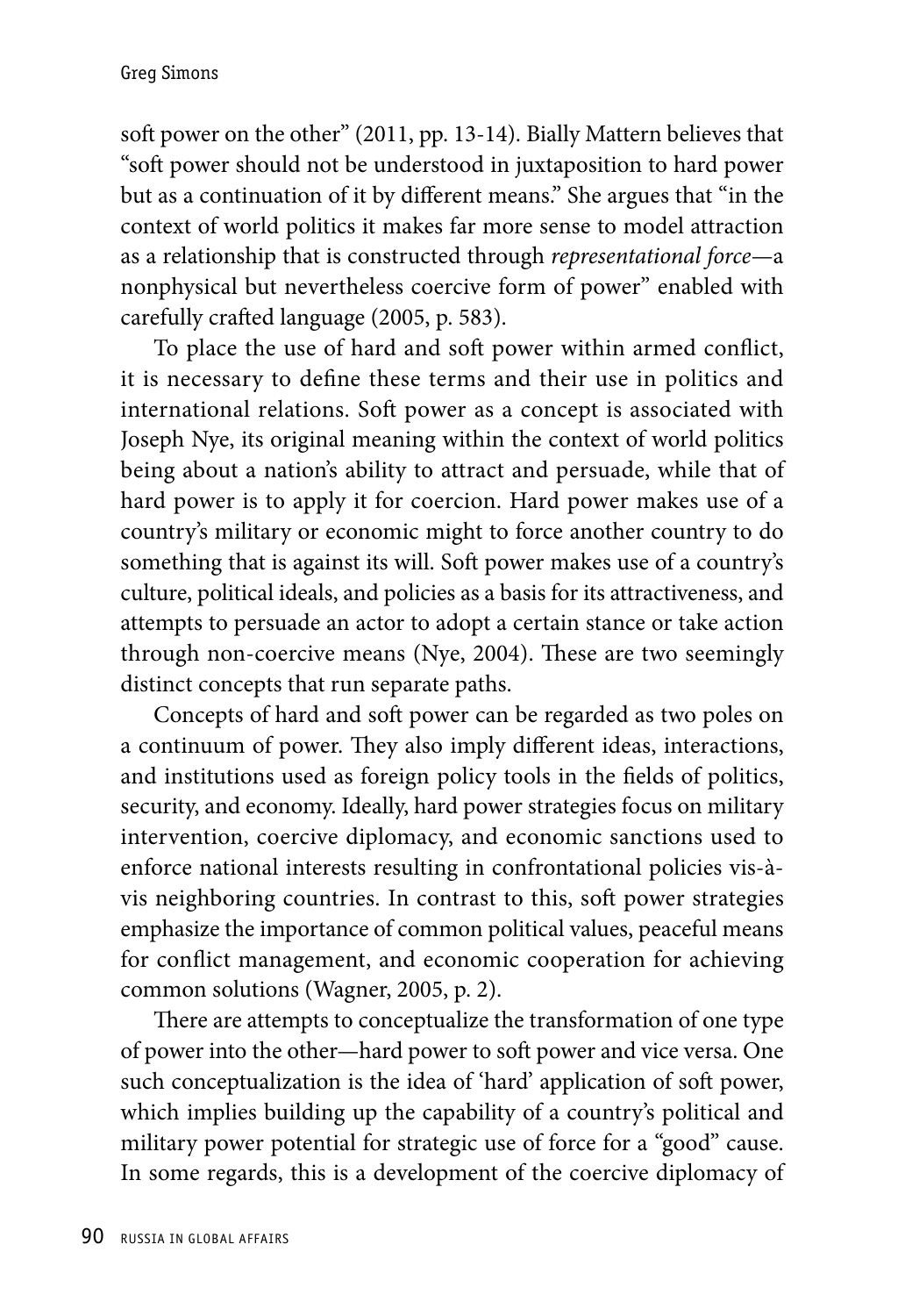soft power on the other" (2011, pp. 13-14). Bially Mattern believes that "soft power should not be understood in juxtaposition to hard power but as a continuation of it by different means." She argues that "in the context of world politics it makes far more sense to model attraction as a relationship that is constructed through *representational force*—a nonphysical but nevertheless coercive form of power" enabled with carefully crafted language (2005, p. 583).

To place the use of hard and soft power within armed conflict, it is necessary to define these terms and their use in politics and international relations. Soft power as a concept is associated with Joseph Nye, its original meaning within the context of world politics being about a nation's ability to attract and persuade, while that of hard power is to apply it for coercion. Hard power makes use of a country's military or economic might to force another country to do something that is against its will. Soft power makes use of a country's culture, political ideals, and policies as a basis for its attractiveness, and attempts to persuade an actor to adopt a certain stance or take action through non-coercive means (Nye, 2004). These are two seemingly distinct concepts that run separate paths.

Concepts of hard and soft power can be regarded as two poles on a continuum of power. They also imply different ideas, interactions, and institutions used as foreign policy tools in the fields of politics, security, and economy. Ideally, hard power strategies focus on military intervention, coercive diplomacy, and economic sanctions used to enforce national interests resulting in confrontational policies vis-à-vis neighboring countries. In contrast to this, soft power strategies emphasize the importance of common political values, peaceful means for conflict management, and economic cooperation for achieving common solutions (Wagner, 2005, p. 2).

There are attempts to conceptualize the transformation of one type of power into the other—hard power to soft power and vice versa. One such conceptualization is the idea of 'hard' application of soft power, which implies building up the capability of a country's political and military power potential for strategic use of force for a "good" cause. In some regards, this is a development of the coercive diplomacy of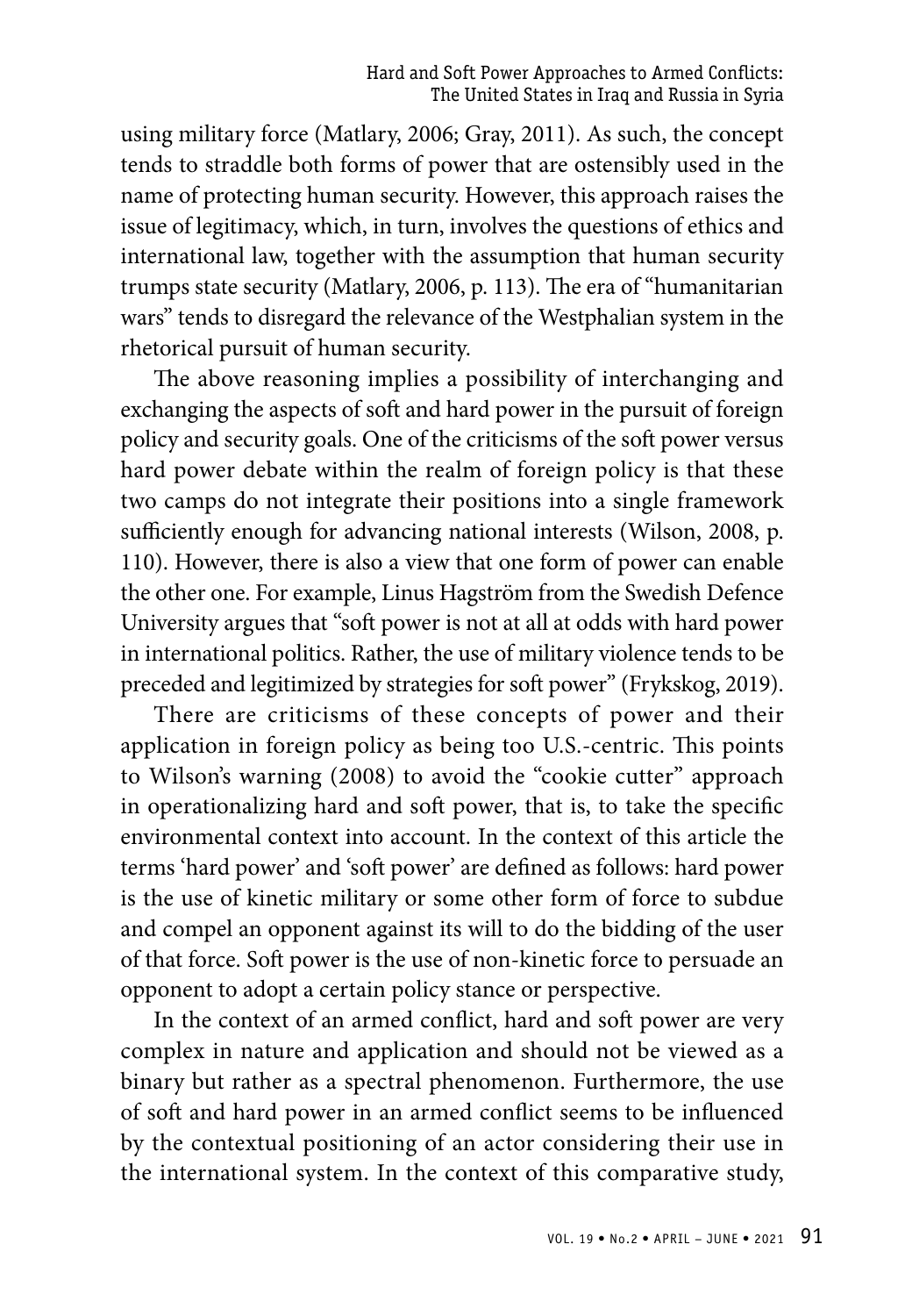using military force (Matlary, 2006; Gray, 2011). As such, the concept tends to straddle both forms of power that are ostensibly used in the name of protecting human security. However, this approach raises the issue of legitimacy, which, in turn, involves the questions of ethics and international law, together with the assumption that human security trumps state security (Matlary, 2006, p. 113). The era of "humanitarian wars" tends to disregard the relevance of the Westphalian system in the rhetorical pursuit of human security.

The above reasoning implies a possibility of interchanging and exchanging the aspects of soft and hard power in the pursuit of foreign policy and security goals. One of the criticisms of the soft power versus hard power debate within the realm of foreign policy is that these two camps do not integrate their positions into a single framework sufficiently enough for advancing national interests (Wilson, 2008, p. 110). However, there is also a view that one form of power can enable the other one. For example, Linus Hagström from the Swedish Defence University argues that "soft power is not at all at odds with hard power in international politics. Rather, the use of military violence tends to be preceded and legitimized by strategies for soft power" (Frykskog, 2019).

There are criticisms of these concepts of power and their application in foreign policy as being too U.S.-centric. This points to Wilson's warning (2008) to avoid the "cookie cutter" approach in operationalizing hard and soft power, that is, to take the specific environmental context into account. In the context of this article the terms 'hard power' and 'soft power' are defined as follows: hard power is the use of kinetic military or some other form of force to subdue and compel an opponent against its will to do the bidding of the user of that force. Soft power is the use of non-kinetic force to persuade an opponent to adopt a certain policy stance or perspective.

In the context of an armed conflict, hard and soft power are very complex in nature and application and should not be viewed as a binary but rather as a spectral phenomenon. Furthermore, the use of soft and hard power in an armed conflict seems to be influenced by the contextual positioning of an actor considering their use in the international system. In the context of this comparative study,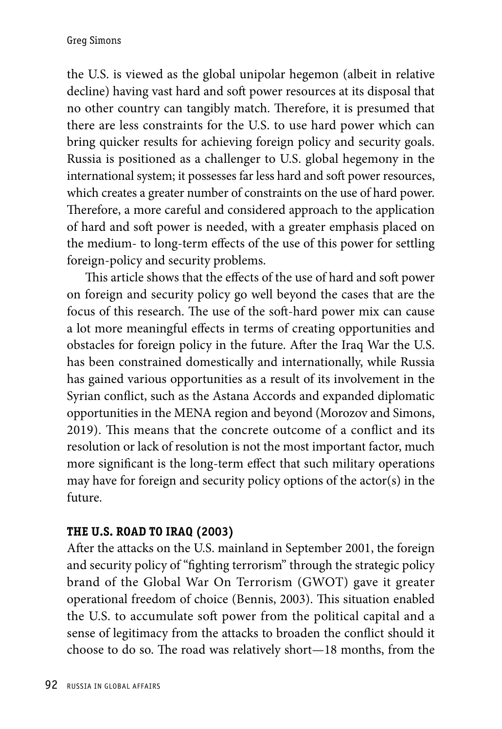the U.S. is viewed as the global unipolar hegemon (albeit in relative decline) having vast hard and soft power resources at its disposal that no other country can tangibly match. Therefore, it is presumed that there are less constraints for the U.S. to use hard power which can bring quicker results for achieving foreign policy and security goals. Russia is positioned as a challenger to U.S. global hegemony in the international system; it possesses far less hard and soft power resources, which creates a greater number of constraints on the use of hard power. Therefore, a more careful and considered approach to the application of hard and soft power is needed, with a greater emphasis placed on the medium- to long-term effects of the use of this power for settling foreign-policy and security problems.

This article shows that the effects of the use of hard and soft power on foreign and security policy go well beyond the cases that are the focus of this research. The use of the soft-hard power mix can cause a lot more meaningful effects in terms of creating opportunities and obstacles for foreign policy in the future. After the Iraq War the U.S. has been constrained domestically and internationally, while Russia has gained various opportunities as a result of its involvement in the Syrian conflict, such as the Astana Accords and expanded diplomatic opportunities in the MENA region and beyond (Morozov and Simons, 2019). This means that the concrete outcome of a conflict and its resolution or lack of resolution is not the most important factor, much more significant is the long-term effect that such military operations may have for foreign and security policy options of the actor(s) in the future.

## THE U.S. ROAD TO IRAQ (2003)

After the attacks on the U.S. mainland in September 2001, the foreign and security policy of "fighting terrorism" through the strategic policy brand of the Global War On Terrorism (GWOT) gave it greater operational freedom of choice (Bennis, 2003). This situation enabled the U.S. to accumulate soft power from the political capital and a sense of legitimacy from the attacks to broaden the conflict should it choose to do so. The road was relatively short—18 months, from the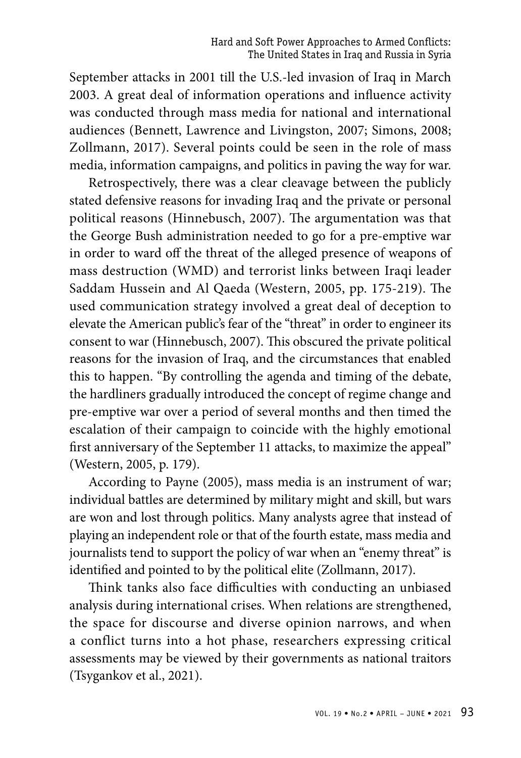September attacks in 2001 till the U.S.-led invasion of Iraq in March 2003. A great deal of information operations and influence activity was conducted through mass media for national and international audiences (Bennett, Lawrence and Livingston, 2007; Simons, 2008; Zollmann, 2017). Several points could be seen in the role of mass media, information campaigns, and politics in paving the way for war.

Retrospectively, there was a clear cleavage between the publicly stated defensive reasons for invading Iraq and the private or personal political reasons (Hinnebusch, 2007). The argumentation was that the George Bush administration needed to go for a pre-emptive war in order to ward off the threat of the alleged presence of weapons of mass destruction (WMD) and terrorist links between Iraqi leader Saddam Hussein and Al Qaeda (Western, 2005, pp. 175-219). The used communication strategy involved a great deal of deception to elevate the American public's fear of the "threat" in order to engineer its consent to war (Hinnebusch, 2007). This obscured the private political reasons for the invasion of Iraq, and the circumstances that enabled this to happen. "By controlling the agenda and timing of the debate, the hardliners gradually introduced the concept of regime change and pre-emptive war over a period of several months and then timed the escalation of their campaign to coincide with the highly emotional first anniversary of the September 11 attacks, to maximize the appeal" (Western, 2005, p. 179).

According to Payne (2005), mass media is an instrument of war; individual battles are determined by military might and skill, but wars are won and lost through politics. Many analysts agree that instead of playing an independent role or that of the fourth estate, mass media and journalists tend to support the policy of war when an "enemy threat" is identified and pointed to by the political elite (Zollmann, 2017).

Think tanks also face difficulties with conducting an unbiased analysis during international crises. When relations are strengthened, the space for discourse and diverse opinion narrows, and when a conflict turns into a hot phase, researchers expressing critical assessments may be viewed by their governments as national traitors (Tsygankov et al., 2021).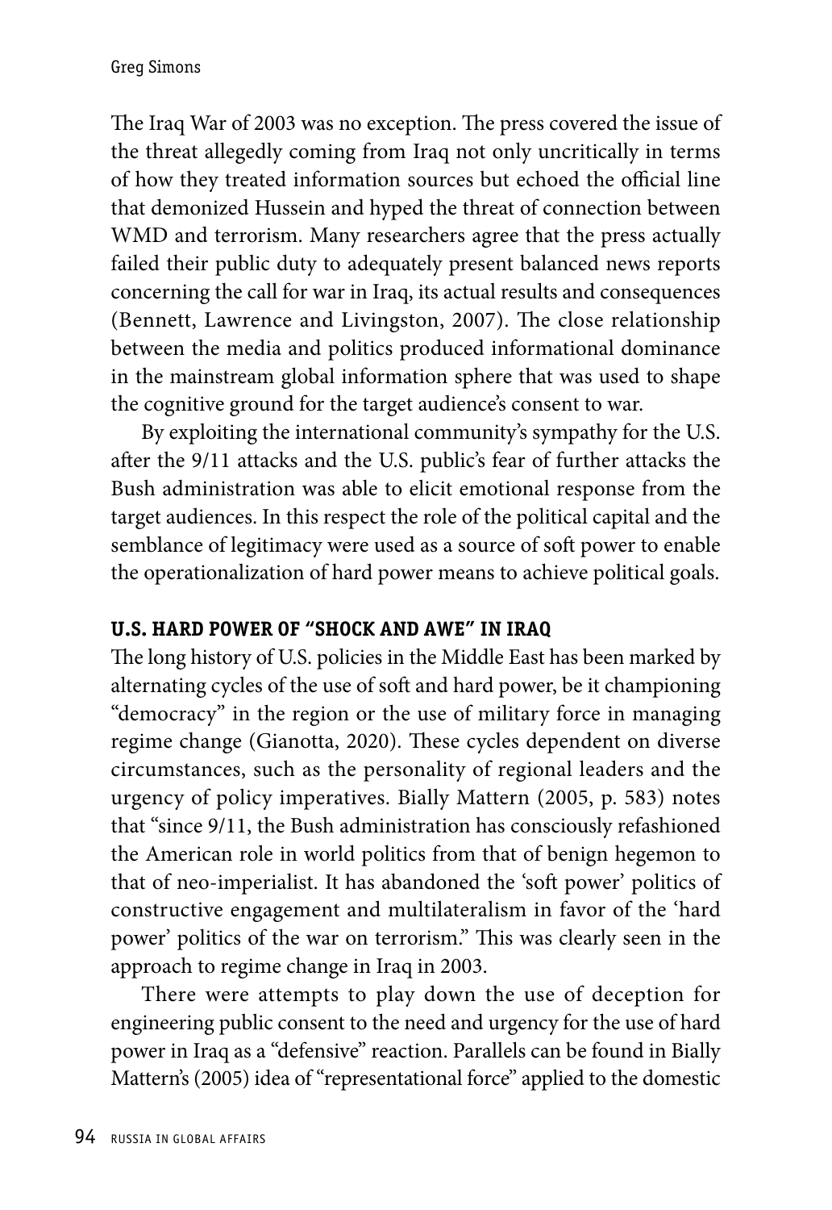The Iraq War of 2003 was no exception. The press covered the issue of the threat allegedly coming from Iraq not only uncritically in terms of how they treated information sources but echoed the official line that demonized Hussein and hyped the threat of connection between WMD and terrorism. Many researchers agree that the press actually failed their public duty to adequately present balanced news reports concerning the call for war in Iraq, its actual results and consequences (Bennett, Lawrence and Livingston, 2007). The close relationship between the media and politics produced informational dominance in the mainstream global information sphere that was used to shape the cognitive ground for the target audience's consent to war.

By exploiting the international community's sympathy for the U.S. after the 9/11 attacks and the U.S. public's fear of further attacks the Bush administration was able to elicit emotional response from the target audiences. In this respect the role of the political capital and the semblance of legitimacy were used as a source of soft power to enable the operationalization of hard power means to achieve political goals.

## U.S. HARD POWER OF "SHOCK AND AWE" IN IRAQ

The long history of U.S. policies in the Middle East has been marked by alternating cycles of the use of soft and hard power, be it championing "democracy" in the region or the use of military force in managing regime change (Gianotta, 2020). These cycles dependent on diverse circumstances, such as the personality of regional leaders and the urgency of policy imperatives. Bially Mattern (2005, p. 583) notes that "since 9/11, the Bush administration has consciously refashioned the American role in world politics from that of benign hegemon to that of neo-imperialist. It has abandoned the 'soft power' politics of constructive engagement and multilateralism in favor of the 'hard power' politics of the war on terrorism." This was clearly seen in the approach to regime change in Iraq in 2003.

There were attempts to play down the use of deception for engineering public consent to the need and urgency for the use of hard power in Iraq as a "defensive" reaction. Parallels can be found in Bially Mattern's (2005) idea of "representational force" applied to the domestic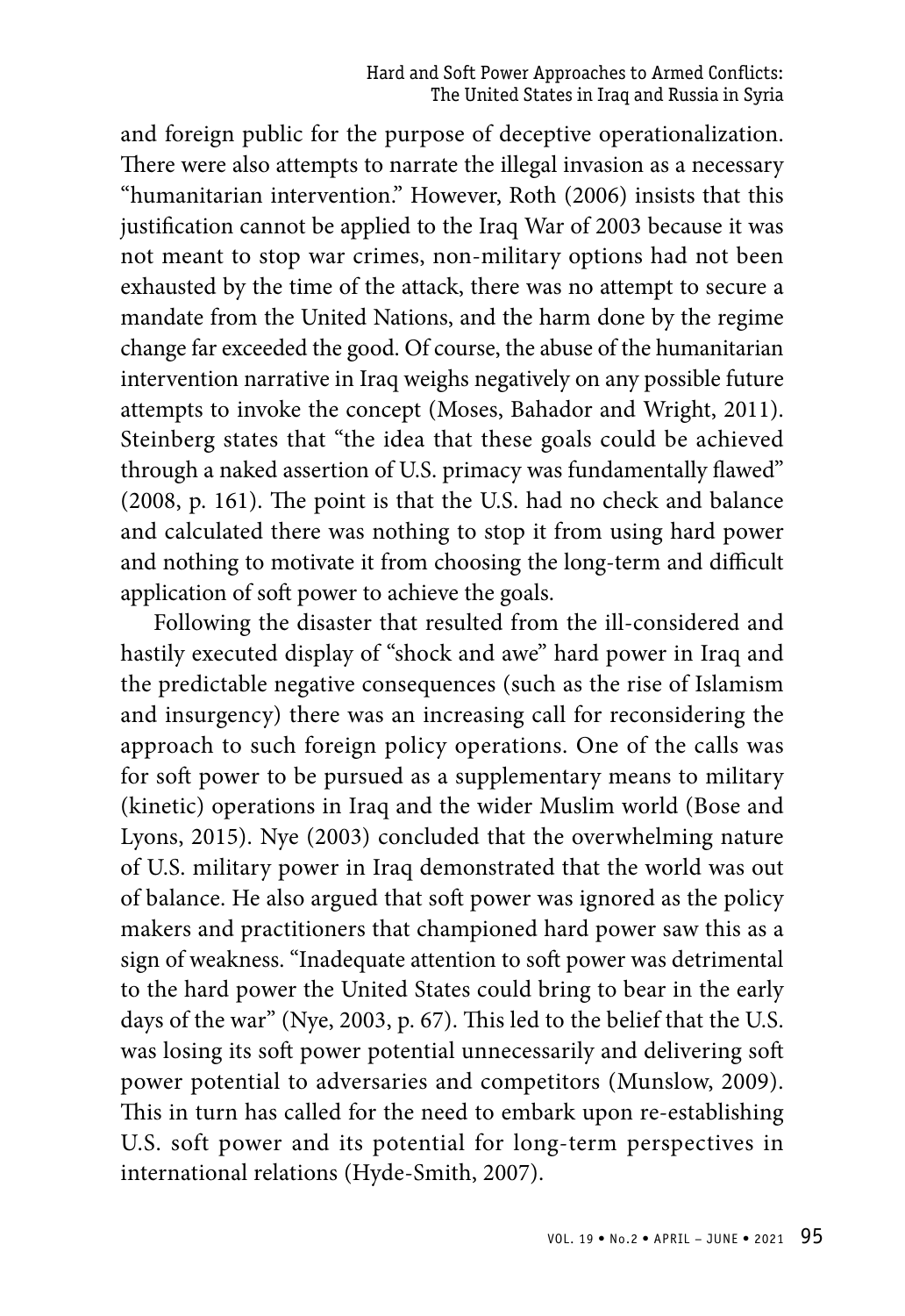and foreign public for the purpose of deceptive operationalization. There were also attempts to narrate the illegal invasion as a necessary "humanitarian intervention." However, Roth (2006) insists that this justification cannot be applied to the Iraq War of 2003 because it was not meant to stop war crimes, non-military options had not been exhausted by the time of the attack, there was no attempt to secure a mandate from the United Nations, and the harm done by the regime change far exceeded the good. Of course, the abuse of the humanitarian intervention narrative in Iraq weighs negatively on any possible future attempts to invoke the concept (Moses, Bahador and Wright, 2011). Steinberg states that "the idea that these goals could be achieved through a naked assertion of U.S. primacy was fundamentally flawed" (2008, p. 161). The point is that the U.S. had no check and balance and calculated there was nothing to stop it from using hard power and nothing to motivate it from choosing the long-term and difficult application of soft power to achieve the goals.

Following the disaster that resulted from the ill-considered and hastily executed display of "shock and awe" hard power in Iraq and the predictable negative consequences (such as the rise of Islamism and insurgency) there was an increasing call for reconsidering the approach to such foreign policy operations. One of the calls was for soft power to be pursued as a supplementary means to military (kinetic) operations in Iraq and the wider Muslim world (Bose and Lyons, 2015). Nye (2003) concluded that the overwhelming nature of U.S. military power in Iraq demonstrated that the world was out of balance. He also argued that soft power was ignored as the policy makers and practitioners that championed hard power saw this as a sign of weakness. "Inadequate attention to soft power was detrimental to the hard power the United States could bring to bear in the early days of the war" (Nye, 2003, p. 67). This led to the belief that the U.S. was losing its soft power potential unnecessarily and delivering soft power potential to adversaries and competitors (Munslow, 2009). This in turn has called for the need to embark upon re-establishing U.S. soft power and its potential for long-term perspectives in international relations (Hyde-Smith, 2007).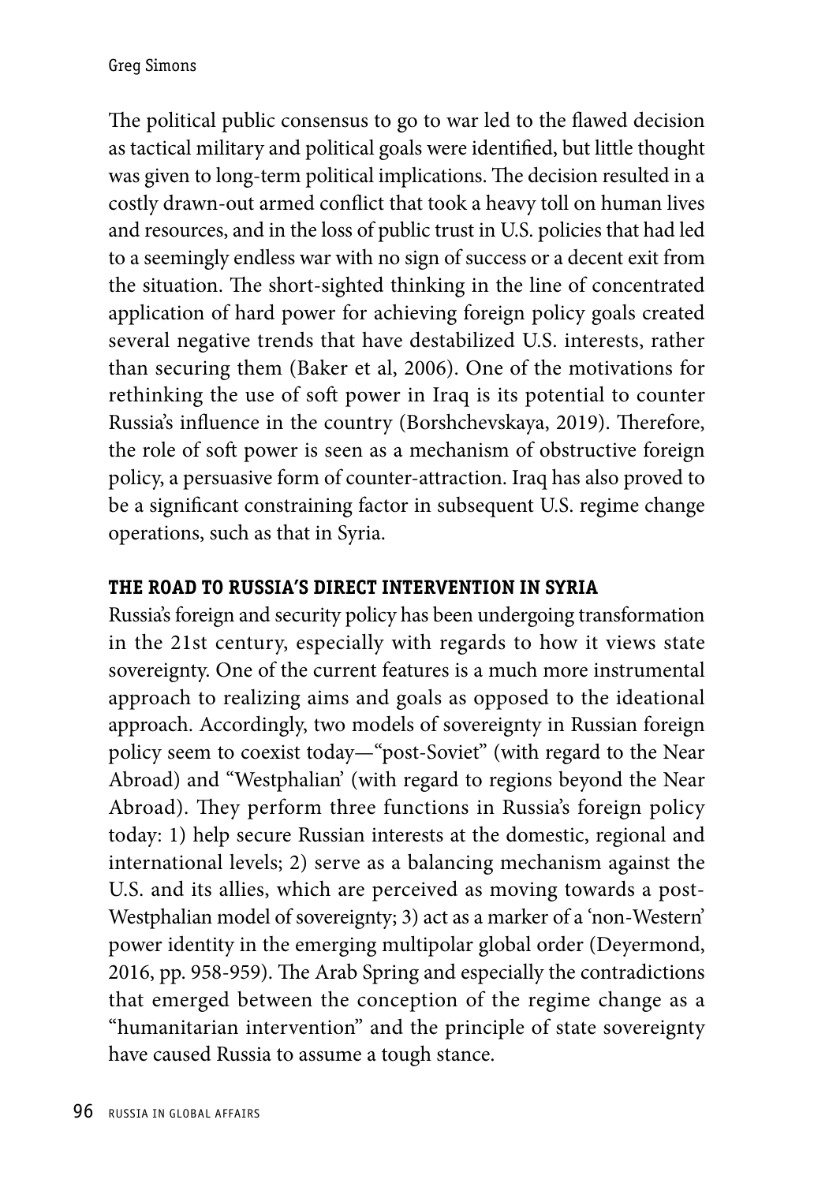The political public consensus to go to war led to the flawed decision as tactical military and political goals were identified, but little thought was given to long-term political implications. The decision resulted in a costly drawn-out armed conflict that took a heavy toll on human lives and resources, and in the loss of public trust in U.S. policies that had led to a seemingly endless war with no sign of success or a decent exit from the situation. The short-sighted thinking in the line of concentrated application of hard power for achieving foreign policy goals created several negative trends that have destabilized U.S. interests, rather than securing them (Baker et al, 2006). One of the motivations for rethinking the use of soft power in Iraq is its potential to counter Russia's influence in the country (Borshchevskaya, 2019). Therefore, the role of soft power is seen as a mechanism of obstructive foreign policy, a persuasive form of counter-attraction. Iraq has also proved to be a significant constraining factor in subsequent U.S. regime change operations, such as that in Syria.

## THE ROAD TO RUSSIA'S DIRECT INTERVENTION IN SYRIA

Russia's foreign and security policy has been undergoing transformation in the 21st century, especially with regards to how it views state sovereignty. One of the current features is a much more instrumental approach to realizing aims and goals as opposed to the ideational approach. Accordingly, two models of sovereignty in Russian foreign policy seem to coexist today—"post-Soviet" (with regard to the Near Abroad) and "Westphalian' (with regard to regions beyond the Near Abroad). They perform three functions in Russia's foreign policy today: 1) help secure Russian interests at the domestic, regional and international levels; 2) serve as a balancing mechanism against the U.S. and its allies, which are perceived as moving towards a post-Westphalian model of sovereignty; 3) act as a marker of a 'non-Western' power identity in the emerging multipolar global order (Deyermond, 2016, pp. 958-959). The Arab Spring and especially the contradictions that emerged between the conception of the regime change as a "humanitarian intervention" and the principle of state sovereignty have caused Russia to assume a tough stance.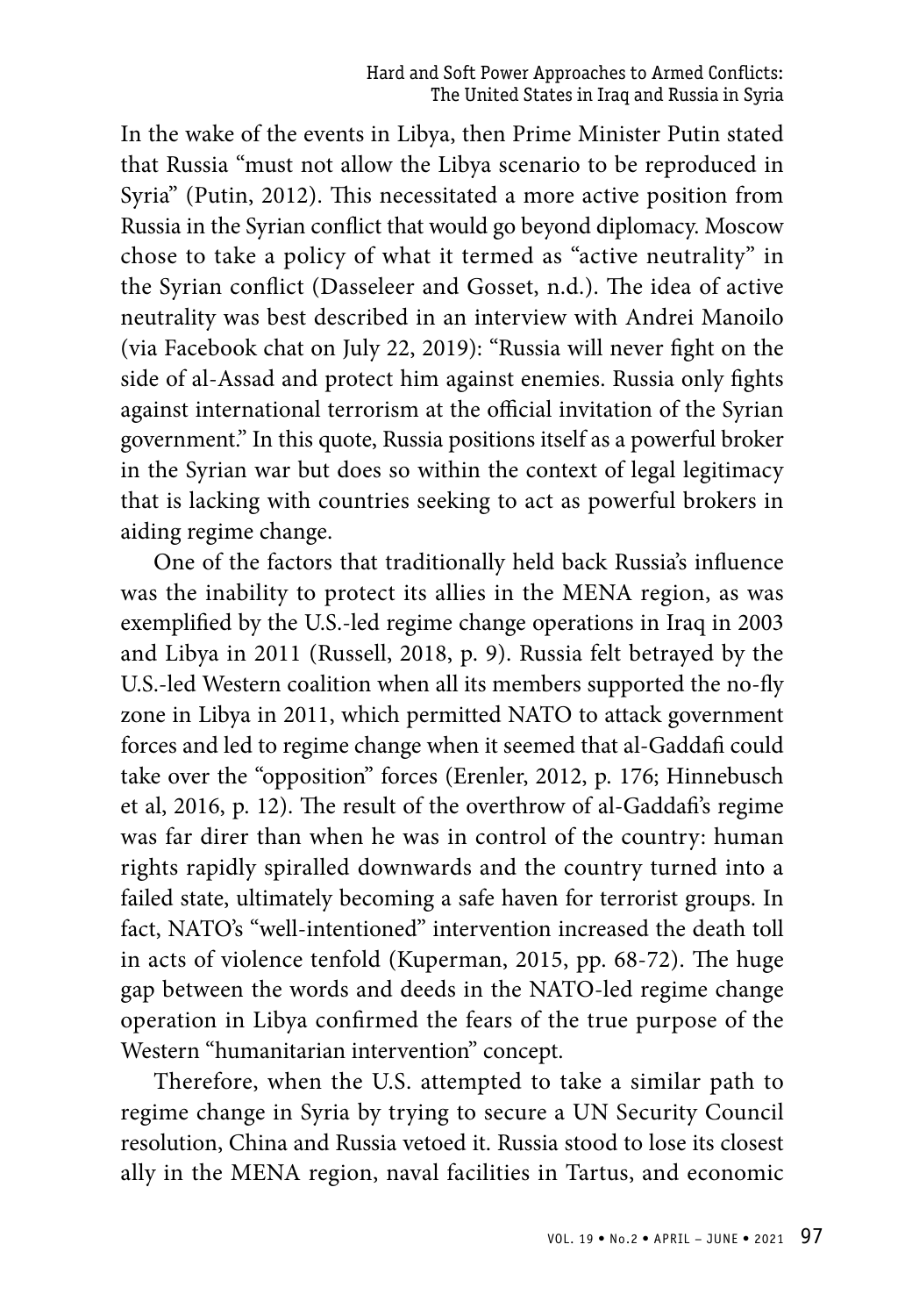In the wake of the events in Libya, then Prime Minister Putin stated that Russia "must not allow the Libya scenario to be reproduced in Syria" (Putin, 2012). This necessitated a more active position from Russia in the Syrian conflict that would go beyond diplomacy. Moscow chose to take a policy of what it termed as "active neutrality" in the Syrian conflict (Dasseleer and Gosset, n.d.). The idea of active neutrality was best described in an interview with Andrei Manoilo (via Facebook chat on July 22, 2019): "Russia will never fight on the side of al-Assad and protect him against enemies. Russia only fights against international terrorism at the official invitation of the Syrian government." In this quote, Russia positions itself as a powerful broker in the Syrian war but does so within the context of legal legitimacy that is lacking with countries seeking to act as powerful brokers in aiding regime change.

One of the factors that traditionally held back Russia's influence was the inability to protect its allies in the MENA region, as was exemplified by the U.S.-led regime change operations in Iraq in 2003 and Libya in 2011 (Russell, 2018, p. 9). Russia felt betrayed by the U.S.-led Western coalition when all its members supported the no-fly zone in Libya in 2011, which permitted NATO to attack government forces and led to regime change when it seemed that al-Gaddafi could take over the "opposition" forces (Erenler, 2012, p. 176; Hinnebusch et al, 2016, p. 12). The result of the overthrow of al-Gaddafi's regime was far direr than when he was in control of the country: human rights rapidly spiralled downwards and the country turned into a failed state, ultimately becoming a safe haven for terrorist groups. In fact, NATO's "well-intentioned" intervention increased the death toll in acts of violence tenfold (Kuperman, 2015, pp. 68-72). The huge gap between the words and deeds in the NATO-led regime change operation in Libya confirmed the fears of the true purpose of the Western "humanitarian intervention" concept.

Therefore, when the U.S. attempted to take a similar path to regime change in Syria by trying to secure a UN Security Council resolution, China and Russia vetoed it. Russia stood to lose its closest ally in the MENA region, naval facilities in Tartus, and economic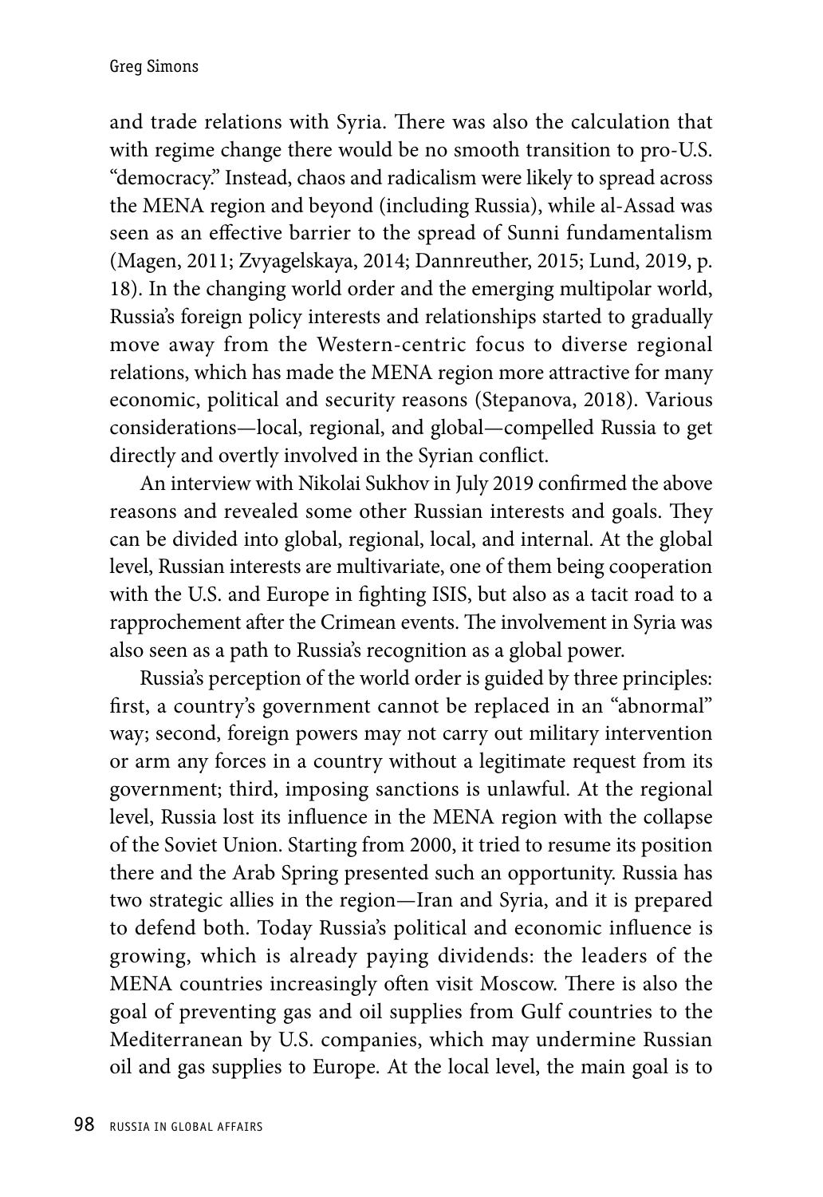and trade relations with Syria. There was also the calculation that with regime change there would be no smooth transition to pro-U.S. "democracy." Instead, chaos and radicalism were likely to spread across the MENA region and beyond (including Russia), while al-Assad was seen as an effective barrier to the spread of Sunni fundamentalism (Magen, 2011; Zvyagelskaya, 2014; Dannreuther, 2015; Lund, 2019, p. 18). In the changing world order and the emerging multipolar world, Russia's foreign policy interests and relationships started to gradually move away from the Western-centric focus to diverse regional relations, which has made the MENA region more attractive for many economic, political and security reasons (Stepanova, 2018). Various considerations—local, regional, and global—compelled Russia to get directly and overtly involved in the Syrian conflict.

An interview with Nikolai Sukhov in July 2019 confirmed the above reasons and revealed some other Russian interests and goals. They can be divided into global, regional, local, and internal. At the global level, Russian interests are multivariate, one of them being cooperation with the U.S. and Europe in fighting ISIS, but also as a tacit road to a rapprochement after the Crimean events. The involvement in Syria was also seen as a path to Russia's recognition as a global power.

Russia's perception of the world order is guided by three principles: first, a country's government cannot be replaced in an "abnormal" way; second, foreign powers may not carry out military intervention or arm any forces in a country without a legitimate request from its government; third, imposing sanctions is unlawful. At the regional level, Russia lost its influence in the MENA region with the collapse of the Soviet Union. Starting from 2000, it tried to resume its position there and the Arab Spring presented such an opportunity. Russia has two strategic allies in the region—Iran and Syria, and it is prepared to defend both. Today Russia's political and economic influence is growing, which is already paying dividends: the leaders of the MENA countries increasingly often visit Moscow. There is also the goal of preventing gas and oil supplies from Gulf countries to the Mediterranean by U.S. companies, which may undermine Russian oil and gas supplies to Europe. At the local level, the main goal is to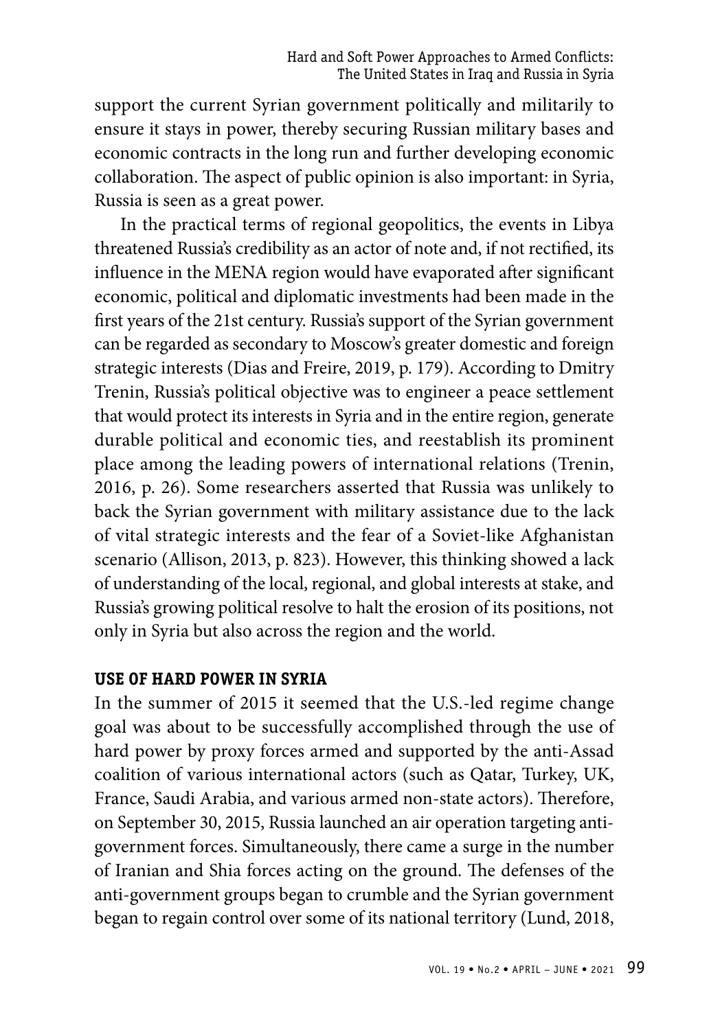support the current Syrian government politically and militarily to ensure it stays in power, thereby securing Russian military bases and economic contracts in the long run and further developing economic collaboration. The aspect of public opinion is also important: in Syria, Russia is seen as a great power.

In the practical terms of regional geopolitics, the events in Libya threatened Russia's credibility as an actor of note and, if not rectified, its influence in the MENA region would have evaporated after significant economic, political and diplomatic investments had been made in the first years of the 21st century. Russia's support of the Syrian government can be regarded as secondary to Moscow's greater domestic and foreign strategic interests (Dias and Freire, 2019, p. 179). According to Dmitry Trenin, Russia's political objective was to engineer a peace settlement that would protect its interests in Syria and in the entire region, generate durable political and economic ties, and reestablish its prominent place among the leading powers of international relations (Trenin, 2016, p. 26). Some researchers asserted that Russia was unlikely to back the Syrian government with military assistance due to the lack of vital strategic interests and the fear of a Soviet-like Afghanistan scenario (Allison, 2013, p. 823). However, this thinking showed a lack of understanding of the local, regional, and global interests at stake, and Russia's growing political resolve to halt the erosion of its positions, not only in Syria but also across the region and the world.

## USE OF HARD POWER IN SYRIA

In the summer of 2015 it seemed that the U.S.-led regime change goal was about to be successfully accomplished through the use of hard power by proxy forces armed and supported by the anti-Assad coalition of various international actors (such as Qatar, Turkey, UK, France, Saudi Arabia, and various armed non-state actors). Therefore, on September 30, 2015, Russia launched an air operation targeting anti-government forces. Simultaneously, there came a surge in the number of Iranian and Shia forces acting on the ground. The defenses of the anti-government groups began to crumble and the Syrian government began to regain control over some of its national territory (Lund, 2018,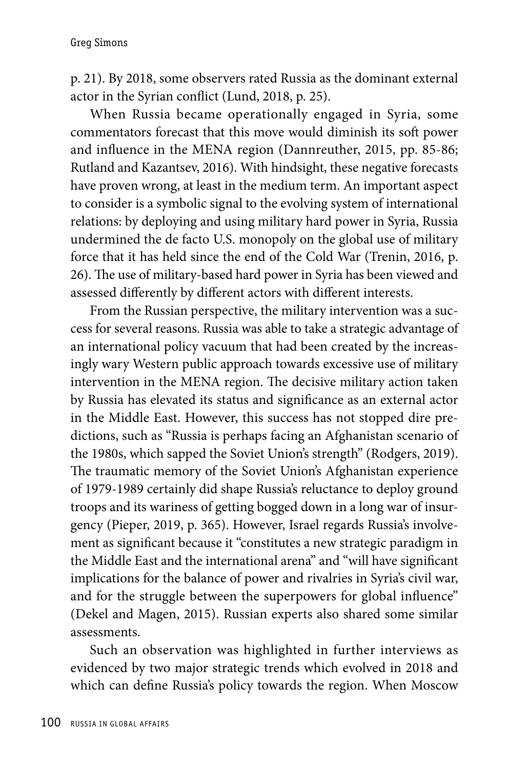p. 21). By 2018, some observers rated Russia as the dominant external actor in the Syrian conflict (Lund, 2018, p. 25).

When Russia became operationally engaged in Syria, some commentators forecast that this move would diminish its soft power and influence in the MENA region (Dannreuther, 2015, pp. 85-86; Rutland and Kazantsev, 2016). With hindsight, these negative forecasts have proven wrong, at least in the medium term. An important aspect to consider is a symbolic signal to the evolving system of international relations: by deploying and using military hard power in Syria, Russia undermined the de facto U.S. monopoly on the global use of military force that it has held since the end of the Cold War (Trenin, 2016, p. 26). The use of military-based hard power in Syria has been viewed and assessed differently by different actors with different interests.

From the Russian perspective, the military intervention was a success for several reasons. Russia was able to take a strategic advantage of an international policy vacuum that had been created by the increasingly wary Western public approach towards excessive use of military intervention in the MENA region. The decisive military action taken by Russia has elevated its status and significance as an external actor in the Middle East. However, this success has not stopped dire predictions, such as "Russia is perhaps facing an Afghanistan scenario of the 1980s, which sapped the Soviet Union's strength" (Rodgers, 2019). The traumatic memory of the Soviet Union's Afghanistan experience of 1979-1989 certainly did shape Russia's reluctance to deploy ground troops and its wariness of getting bogged down in a long war of insurgency (Pieper, 2019, p. 365). However, Israel regards Russia's involvement as significant because it "constitutes a new strategic paradigm in the Middle East and the international arena" and "will have significant implications for the balance of power and rivalries in Syria's civil war, and for the struggle between the superpowers for global influence" (Dekel and Magen, 2015). Russian experts also shared some similar assessments.

Such an observation was highlighted in further interviews as evidenced by two major strategic trends which evolved in 2018 and which can define Russia's policy towards the region. When Moscow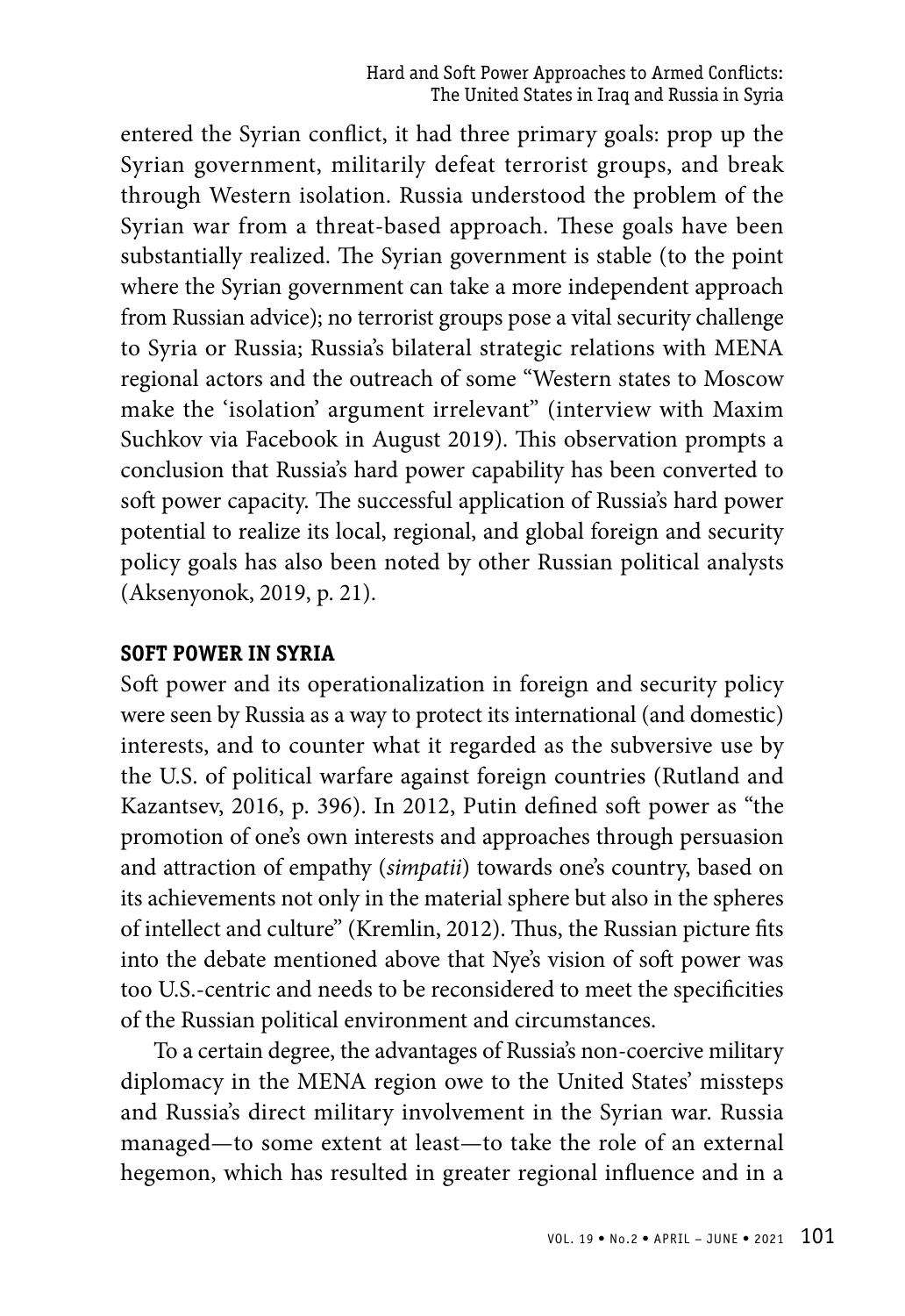entered the Syrian conflict, it had three primary goals: prop up the Syrian government, militarily defeat terrorist groups, and break through Western isolation. Russia understood the problem of the Syrian war from a threat-based approach. These goals have been substantially realized. The Syrian government is stable (to the point where the Syrian government can take a more independent approach from Russian advice); no terrorist groups pose a vital security challenge to Syria or Russia; Russia's bilateral strategic relations with MENA regional actors and the outreach of some "Western states to Moscow make the 'isolation' argument irrelevant" (interview with Maxim Suchkov via Facebook in August 2019). This observation prompts a conclusion that Russia's hard power capability has been converted to soft power capacity. The successful application of Russia's hard power potential to realize its local, regional, and global foreign and security policy goals has also been noted by other Russian political analysts (Aksenyonok, 2019, p. 21).

## SOFT POWER IN SYRIA

Soft power and its operationalization in foreign and security policy were seen by Russia as a way to protect its international (and domestic) interests, and to counter what it regarded as the subversive use by the U.S. of political warfare against foreign countries (Rutland and Kazantsev, 2016, p. 396). In 2012, Putin defined soft power as "the promotion of one's own interests and approaches through persuasion and attraction of empathy (*simpatii*) towards one's country, based on its achievements not only in the material sphere but also in the spheres of intellect and culture" (Kremlin, 2012). Thus, the Russian picture fits into the debate mentioned above that Nye's vision of soft power was too U.S.-centric and needs to be reconsidered to meet the specificities of the Russian political environment and circumstances.

To a certain degree, the advantages of Russia's non-coercive military diplomacy in the MENA region owe to the United States' missteps and Russia's direct military involvement in the Syrian war. Russia managed—to some extent at least—to take the role of an external hegemon, which has resulted in greater regional influence and in a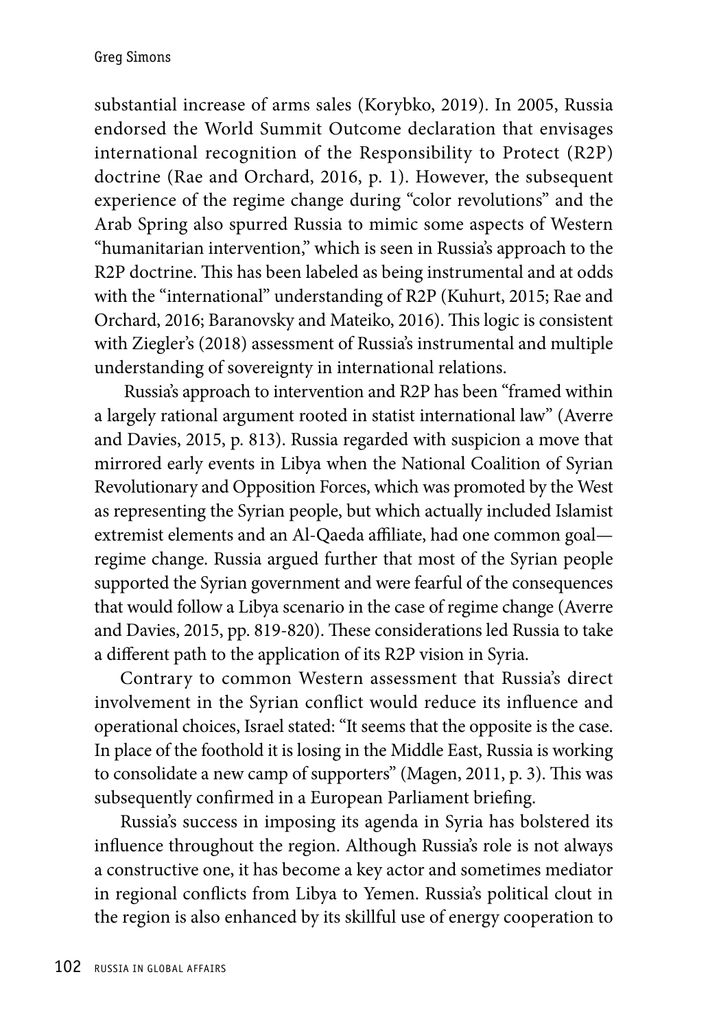substantial increase of arms sales (Korybko, 2019). In 2005, Russia endorsed the World Summit Outcome declaration that envisages international recognition of the Responsibility to Protect (R2P) doctrine (Rae and Orchard, 2016, p. 1). However, the subsequent experience of the regime change during "color revolutions" and the Arab Spring also spurred Russia to mimic some aspects of Western "humanitarian intervention," which is seen in Russia's approach to the R2P doctrine. This has been labeled as being instrumental and at odds with the "international" understanding of R2P (Kuhurt, 2015; Rae and Orchard, 2016; Baranovsky and Mateiko, 2016). This logic is consistent with Ziegler's (2018) assessment of Russia's instrumental and multiple understanding of sovereignty in international relations.

Russia's approach to intervention and R2P has been "framed within a largely rational argument rooted in statist international law" (Averre and Davies, 2015, p. 813). Russia regarded with suspicion a move that mirrored early events in Libya when the National Coalition of Syrian Revolutionary and Opposition Forces, which was promoted by the West as representing the Syrian people, but which actually included Islamist extremist elements and an Al-Qaeda affiliate, had one common goal—regime change. Russia argued further that most of the Syrian people supported the Syrian government and were fearful of the consequences that would follow a Libya scenario in the case of regime change (Averre and Davies, 2015, pp. 819-820). These considerations led Russia to take a different path to the application of its R2P vision in Syria.

Contrary to common Western assessment that Russia's direct involvement in the Syrian conflict would reduce its influence and operational choices, Israel stated: "It seems that the opposite is the case. In place of the foothold it is losing in the Middle East, Russia is working to consolidate a new camp of supporters" (Magen, 2011, p. 3). This was subsequently confirmed in a European Parliament briefing.

Russia's success in imposing its agenda in Syria has bolstered its influence throughout the region. Although Russia's role is not always a constructive one, it has become a key actor and sometimes mediator in regional conflicts from Libya to Yemen. Russia's political clout in the region is also enhanced by its skillful use of energy cooperation to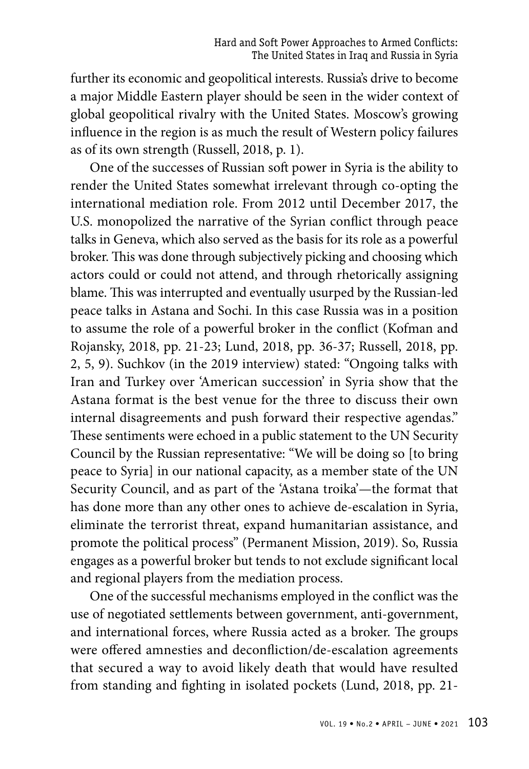further its economic and geopolitical interests. Russia's drive to become a major Middle Eastern player should be seen in the wider context of global geopolitical rivalry with the United States. Moscow's growing influence in the region is as much the result of Western policy failures as of its own strength (Russell, 2018, p. 1).

One of the successes of Russian soft power in Syria is the ability to render the United States somewhat irrelevant through co-opting the international mediation role. From 2012 until December 2017, the U.S. monopolized the narrative of the Syrian conflict through peace talks in Geneva, which also served as the basis for its role as a powerful broker. This was done through subjectively picking and choosing which actors could or could not attend, and through rhetorically assigning blame. This was interrupted and eventually usurped by the Russian-led peace talks in Astana and Sochi. In this case Russia was in a position to assume the role of a powerful broker in the conflict (Kofman and Rojansky, 2018, pp. 21-23; Lund, 2018, pp. 36-37; Russell, 2018, pp. 2, 5, 9). Suchkov (in the 2019 interview) stated: "Ongoing talks with Iran and Turkey over 'American succession' in Syria show that the Astana format is the best venue for the three to discuss their own internal disagreements and push forward their respective agendas." These sentiments were echoed in a public statement to the UN Security Council by the Russian representative: "We will be doing so [to bring peace to Syria] in our national capacity, as a member state of the UN Security Council, and as part of the 'Astana troika'—the format that has done more than any other ones to achieve de-escalation in Syria, eliminate the terrorist threat, expand humanitarian assistance, and promote the political process" (Permanent Mission, 2019). So, Russia engages as a powerful broker but tends to not exclude significant local and regional players from the mediation process.

One of the successful mechanisms employed in the conflict was the use of negotiated settlements between government, anti-government, and international forces, where Russia acted as a broker. The groups were offered amnesties and deconfliction/de-escalation agreements that secured a way to avoid likely death that would have resulted from standing and fighting in isolated pockets (Lund, 2018, pp. 21-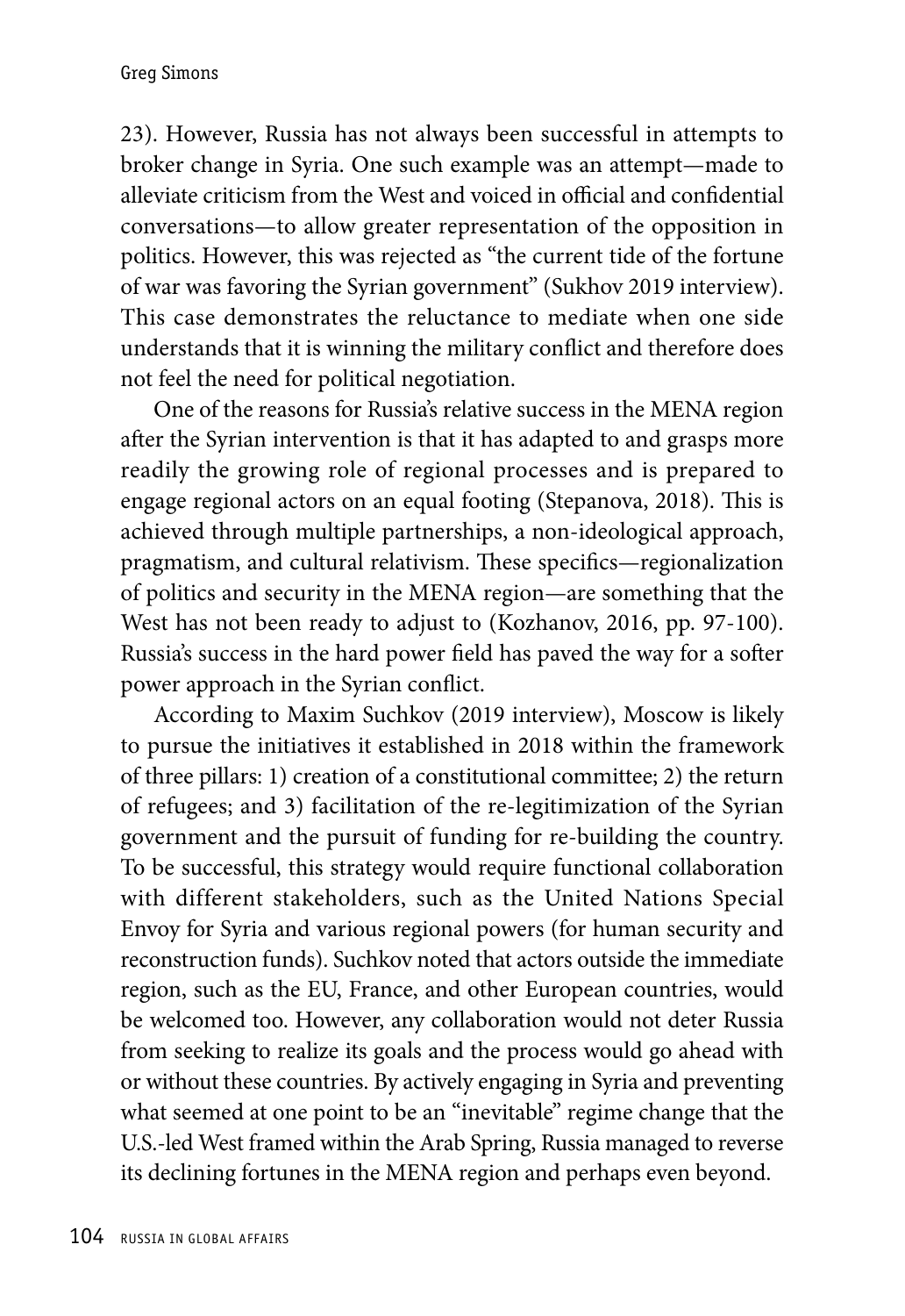23). However, Russia has not always been successful in attempts to broker change in Syria. One such example was an attempt—made to alleviate criticism from the West and voiced in official and confidential conversations—to allow greater representation of the opposition in politics. However, this was rejected as "the current tide of the fortune of war was favoring the Syrian government" (Sukhov 2019 interview). This case demonstrates the reluctance to mediate when one side understands that it is winning the military conflict and therefore does not feel the need for political negotiation.

One of the reasons for Russia's relative success in the MENA region after the Syrian intervention is that it has adapted to and grasps more readily the growing role of regional processes and is prepared to engage regional actors on an equal footing (Stepanova, 2018). This is achieved through multiple partnerships, a non-ideological approach, pragmatism, and cultural relativism. These specifics—regionalization of politics and security in the MENA region—are something that the West has not been ready to adjust to (Kozhanov, 2016, pp. 97-100). Russia's success in the hard power field has paved the way for a softer power approach in the Syrian conflict.

According to Maxim Suchkov (2019 interview), Moscow is likely to pursue the initiatives it established in 2018 within the framework of three pillars: 1) creation of a constitutional committee; 2) the return of refugees; and 3) facilitation of the re-legitimization of the Syrian government and the pursuit of funding for re-building the country. To be successful, this strategy would require functional collaboration with different stakeholders, such as the United Nations Special Envoy for Syria and various regional powers (for human security and reconstruction funds). Suchkov noted that actors outside the immediate region, such as the EU, France, and other European countries, would be welcomed too. However, any collaboration would not deter Russia from seeking to realize its goals and the process would go ahead with or without these countries. By actively engaging in Syria and preventing what seemed at one point to be an "inevitable" regime change that the U.S.-led West framed within the Arab Spring, Russia managed to reverse its declining fortunes in the MENA region and perhaps even beyond.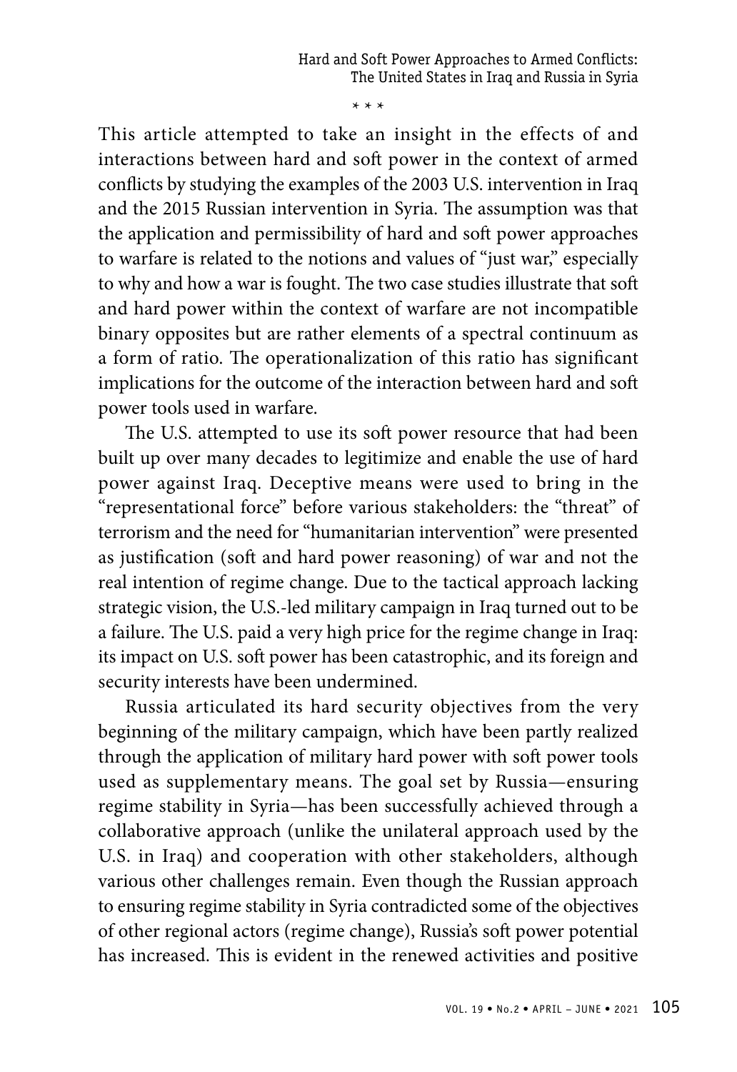\* \* \*

This article attempted to take an insight in the effects of and interactions between hard and soft power in the context of armed conflicts by studying the examples of the 2003 U.S. intervention in Iraq and the 2015 Russian intervention in Syria. The assumption was that the application and permissibility of hard and soft power approaches to warfare is related to the notions and values of "just war," especially to why and how a war is fought. The two case studies illustrate that soft and hard power within the context of warfare are not incompatible binary opposites but are rather elements of a spectral continuum as a form of ratio. The operationalization of this ratio has significant implications for the outcome of the interaction between hard and soft power tools used in warfare.

The U.S. attempted to use its soft power resource that had been built up over many decades to legitimize and enable the use of hard power against Iraq. Deceptive means were used to bring in the "representational force" before various stakeholders: the "threat" of terrorism and the need for "humanitarian intervention" were presented as justification (soft and hard power reasoning) of war and not the real intention of regime change. Due to the tactical approach lacking strategic vision, the U.S.-led military campaign in Iraq turned out to be a failure. The U.S. paid a very high price for the regime change in Iraq: its impact on U.S. soft power has been catastrophic, and its foreign and security interests have been undermined.

Russia articulated its hard security objectives from the very beginning of the military campaign, which have been partly realized through the application of military hard power with soft power tools used as supplementary means. The goal set by Russia—ensuring regime stability in Syria—has been successfully achieved through a collaborative approach (unlike the unilateral approach used by the U.S. in Iraq) and cooperation with other stakeholders, although various other challenges remain. Even though the Russian approach to ensuring regime stability in Syria contradicted some of the objectives of other regional actors (regime change), Russia's soft power potential has increased. This is evident in the renewed activities and positive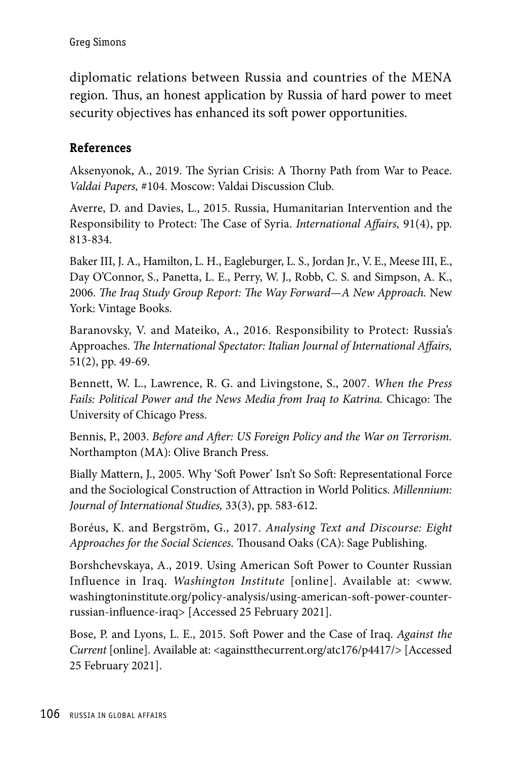diplomatic relations between Russia and countries of the MENA region. Thus, an honest application by Russia of hard power to meet security objectives has enhanced its soft power opportunities.

## References

Aksenyonok, A., 2019. The Syrian Crisis: A Thorny Path from War to Peace. *Valdai Papers,* #104. Moscow: Valdai Discussion Club.

Averre, D. and Davies, L., 2015. Russia, Humanitarian Intervention and the Responsibility to Protect: The Case of Syria. *International Affairs,* 91(4), pp. 813-834.

Baker III, J. A., Hamilton, L. H., Eagleburger, L. S., Jordan Jr., V. E., Meese III, E., Day O'Connor, S., Panetta, L. E., Perry, W. J., Robb, C. S. and Simpson, A. K., 2006. *The Iraq Study Group Report: The Way Forward—A New Approach.* New York: Vintage Books.

Baranovsky, V. and Mateiko, A., 2016. Responsibility to Protect: Russia's Approaches. *The International Spectator: Italian Journal of International Affairs,* 51(2), pp. 49-69.

Bennett, W. L., Lawrence, R. G. and Livingstone, S., 2007. *When the Press Fails: Political Power and the News Media from Iraq to Katrina.* Chicago: The University of Chicago Press.

Bennis, P., 2003. *Before and After: US Foreign Policy and the War on Terrorism.* Northampton (MA): Olive Branch Press.

Bially Mattern, J., 2005. Why 'Soft Power' Isn't So Soft: Representational Force and the Sociological Construction of Attraction in World Politics. *Millennium: Journal of International Studies,* 33(3), pp. 583-612.

Boréus, K. and Bergström, G., 2017. *Analysing Text and Discourse: Eight Approaches for the Social Sciences.* Thousand Oaks (CA): Sage Publishing.

Borshchevskaya, A., 2019. Using American Soft Power to Counter Russian Influence in Iraq. *Washington Institute* [online]. Available at: <www.washingtoninstitute.org/policy-analysis/using-american-soft-power-counter-russian-influence-iraq> [Accessed 25 February 2021].

Bose, P. and Lyons, L. E., 2015. Soft Power and the Case of Iraq. *Against the Current* [online]. Available at: <againstthecurrent.org/atc176/p4417/> [Accessed 25 February 2021].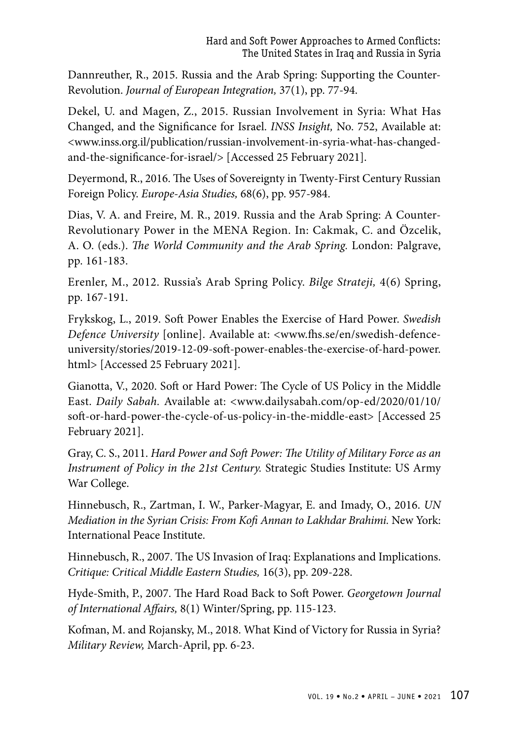Dannreuther, R., 2015. Russia and the Arab Spring: Supporting the Counter-Revolution. *Journal of European Integration,* 37(1), pp. 77-94.

Dekel, U. and Magen, Z., 2015. Russian Involvement in Syria: What Has Changed, and the Significance for Israel. *INSS Insight,* No. 752, Available at: <www.inss.org.il/publication/russian-involvement-in-syria-what-has-changed-and-the-significance-for-israel/> [Accessed 25 February 2021].

Deyermond, R., 2016. The Uses of Sovereignty in Twenty-First Century Russian Foreign Policy. *Europe-Asia Studies,* 68(6), pp. 957-984.

Dias, V. A. and Freire, M. R., 2019. Russia and the Arab Spring: A Counter-Revolutionary Power in the MENA Region. In: Cakmak, C. and Özcelik, A. O. (eds.). *The World Community and the Arab Spring.* London: Palgrave, pp. 161-183.

Erenler, M., 2012. Russia's Arab Spring Policy. *Bilge Strateji,* 4(6) Spring, pp. 167-191.

Frykskog, L., 2019. Soft Power Enables the Exercise of Hard Power. *Swedish Defence University* [online]. Available at: <www.fhs.se/en/swedish-defence-university/stories/2019-12-09-soft-power-enables-the-exercise-of-hard-power.html> [Accessed 25 February 2021].

Gianotta, V., 2020. Soft or Hard Power: The Cycle of US Policy in the Middle East. *Daily Sabah.* Available at: <www.dailysabah.com/op-ed/2020/01/10/soft-or-hard-power-the-cycle-of-us-policy-in-the-middle-east> [Accessed 25 February 2021].

Gray, C. S., 2011. *Hard Power and Soft Power: The Utility of Military Force as an Instrument of Policy in the 21st Century.* Strategic Studies Institute: US Army War College.

Hinnebusch, R., Zartman, I. W., Parker-Magyar, E. and Imady, O., 2016. *UN Mediation in the Syrian Crisis: From Kofi Annan to Lakhdar Brahimi.* New York: International Peace Institute.

Hinnebusch, R., 2007. The US Invasion of Iraq: Explanations and Implications. *Critique: Critical Middle Eastern Studies,* 16(3), pp. 209-228.

Hyde-Smith, P., 2007. The Hard Road Back to Soft Power. *Georgetown Journal of International Affairs,* 8(1) Winter/Spring, pp. 115-123.

Kofman, M. and Rojansky, M., 2018. What Kind of Victory for Russia in Syria? *Military Review,* March-April, pp. 6-23.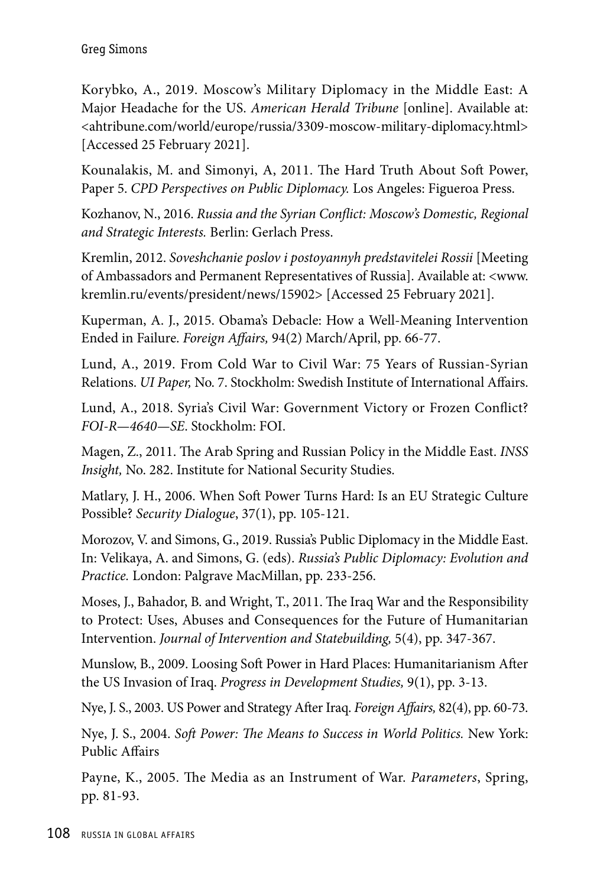Korybko, A., 2019. Moscow's Military Diplomacy in the Middle East: A Major Headache for the US. *American Herald Tribune* [online]. Available at: <ahtribune.com/world/europe/russia/3309-moscow-military-diplomacy.html> [Accessed 25 February 2021].

Kounalakis, M. and Simonyi, A, 2011. The Hard Truth About Soft Power, Paper 5. *CPD Perspectives on Public Diplomacy.* Los Angeles: Figueroa Press.

Kozhanov, N., 2016. *Russia and the Syrian Conflict: Moscow's Domestic, Regional and Strategic Interests.* Berlin: Gerlach Press.

Kremlin, 2012. *Soveshchanie poslov i postoyannyh predstavitelei Rossii* [Meeting of Ambassadors and Permanent Representatives of Russia]. Available at: <www.kremlin.ru/events/president/news/15902> [Accessed 25 February 2021].

Kuperman, A. J., 2015. Obama's Debacle: How a Well-Meaning Intervention Ended in Failure. *Foreign Affairs,* 94(2) March/April, pp. 66-77.

Lund, A., 2019. From Cold War to Civil War: 75 Years of Russian-Syrian Relations. *UI Paper,* No. 7. Stockholm: Swedish Institute of International Affairs.

Lund, A., 2018. Syria's Civil War: Government Victory or Frozen Conflict? *FOI-R—4640—SE.* Stockholm: FOI.

Magen, Z., 2011. The Arab Spring and Russian Policy in the Middle East. *INSS Insight,* No. 282. Institute for National Security Studies.

Matlary, J. H., 2006. When Soft Power Turns Hard: Is an EU Strategic Culture Possible? *Security Dialogue*, 37(1), pp. 105-121.

Morozov, V. and Simons, G., 2019. Russia's Public Diplomacy in the Middle East. In: Velikaya, A. and Simons, G. (eds). *Russia's Public Diplomacy: Evolution and Practice.* London: Palgrave MacMillan, pp. 233-256.

Moses, J., Bahador, B. and Wright, T., 2011. The Iraq War and the Responsibility to Protect: Uses, Abuses and Consequences for the Future of Humanitarian Intervention. *Journal of Intervention and Statebuilding,* 5(4), pp. 347-367.

Munslow, B., 2009. Loosing Soft Power in Hard Places: Humanitarianism After the US Invasion of Iraq. *Progress in Development Studies,* 9(1), pp. 3-13.

Nye, J. S., 2003. US Power and Strategy After Iraq. *Foreign Affairs,* 82(4), pp. 60-73.

Nye, J. S., 2004. *Soft Power: The Means to Success in World Politics.* New York: Public Affairs

Payne, K., 2005. The Media as an Instrument of War. *Parameters*, Spring, pp. 81-93.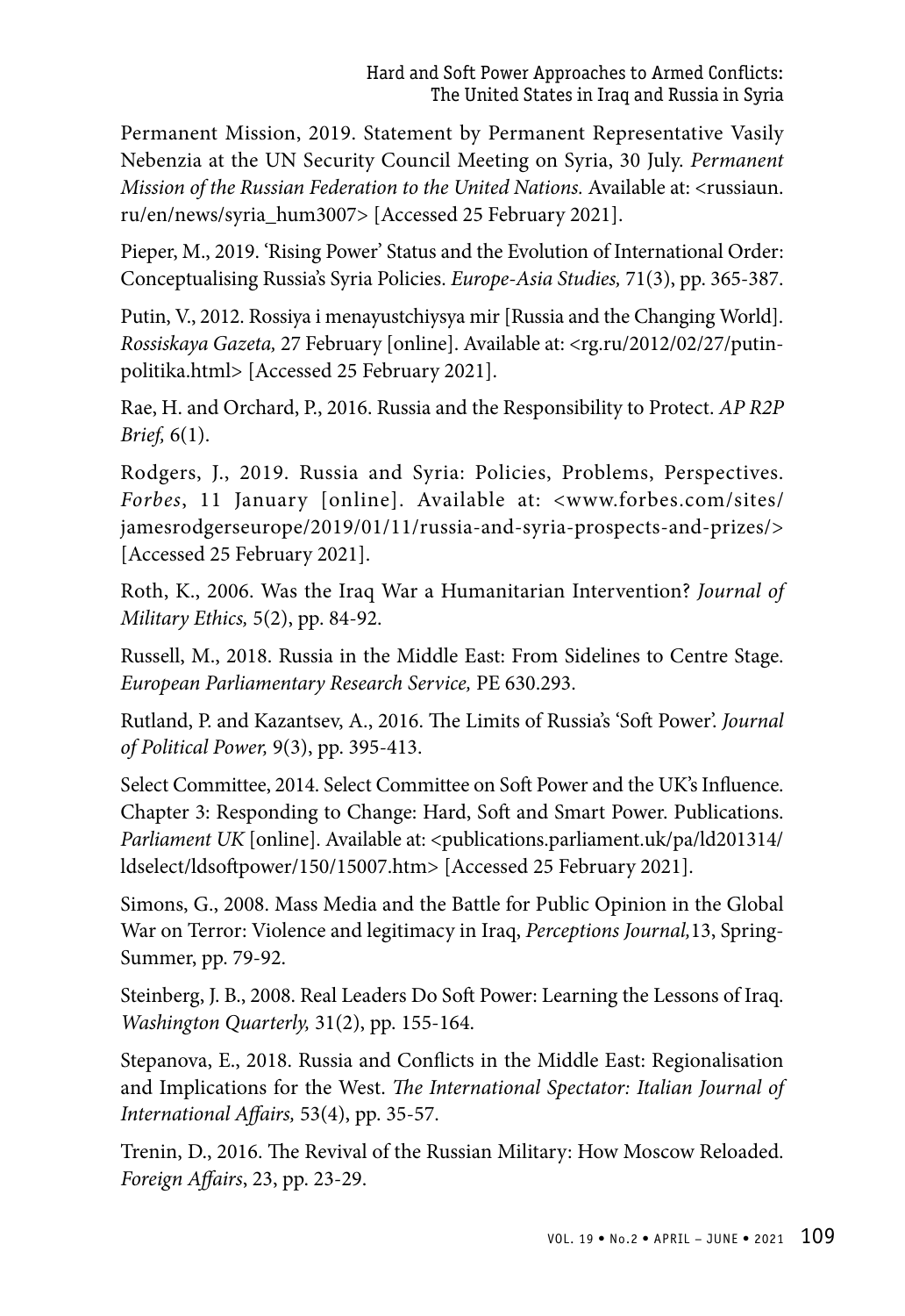Permanent Mission, 2019. Statement by Permanent Representative Vasily Nebenzia at the UN Security Council Meeting on Syria, 30 July. *Permanent Mission of the Russian Federation to the United Nations.* Available at: <russiaun.ru/en/news/syria_hum3007> [Accessed 25 February 2021].

Pieper, M., 2019. 'Rising Power' Status and the Evolution of International Order: Conceptualising Russia's Syria Policies. *Europe-Asia Studies,* 71(3), pp. 365-387.

Putin, V., 2012. Rossiya i menayustchiysya mir [Russia and the Changing World]. *Rossiskaya Gazeta,* 27 February [online]. Available at: <rg.ru/2012/02/27/putin-politika.html> [Accessed 25 February 2021].

Rae, H. and Orchard, P., 2016. Russia and the Responsibility to Protect. *AP R2P Brief,* 6(1).

Rodgers, J., 2019. Russia and Syria: Policies, Problems, Perspectives. *Forbes*, 11 January [online]. Available at: <www.forbes.com/sites/jamesrodgerseurope/2019/01/11/russia-and-syria-prospects-and-prizes/> [Accessed 25 February 2021].

Roth, K., 2006. Was the Iraq War a Humanitarian Intervention? *Journal of Military Ethics,* 5(2), pp. 84-92.

Russell, M., 2018. Russia in the Middle East: From Sidelines to Centre Stage. *European Parliamentary Research Service,* PE 630.293.

Rutland, P. and Kazantsev, A., 2016. The Limits of Russia's 'Soft Power'. *Journal of Political Power,* 9(3), pp. 395-413.

Select Committee, 2014. Select Committee on Soft Power and the UK's Influence. Chapter 3: Responding to Change: Hard, Soft and Smart Power. Publications. *Parliament UK* [online]. Available at: <publications.parliament.uk/pa/ld201314/ldselect/ldsoftpower/150/15007.htm> [Accessed 25 February 2021].

Simons, G., 2008. Mass Media and the Battle for Public Opinion in the Global War on Terror: Violence and legitimacy in Iraq, *Perceptions Journal,*13, Spring-Summer, pp. 79-92.

Steinberg, J. B., 2008. Real Leaders Do Soft Power: Learning the Lessons of Iraq. *Washington Quarterly,* 31(2), pp. 155-164.

Stepanova, E., 2018. Russia and Conflicts in the Middle East: Regionalisation and Implications for the West. *The International Spectator: Italian Journal of International Affairs,* 53(4), pp. 35-57.

Trenin, D., 2016. The Revival of the Russian Military: How Moscow Reloaded. *Foreign Affairs*, 23, pp. 23-29.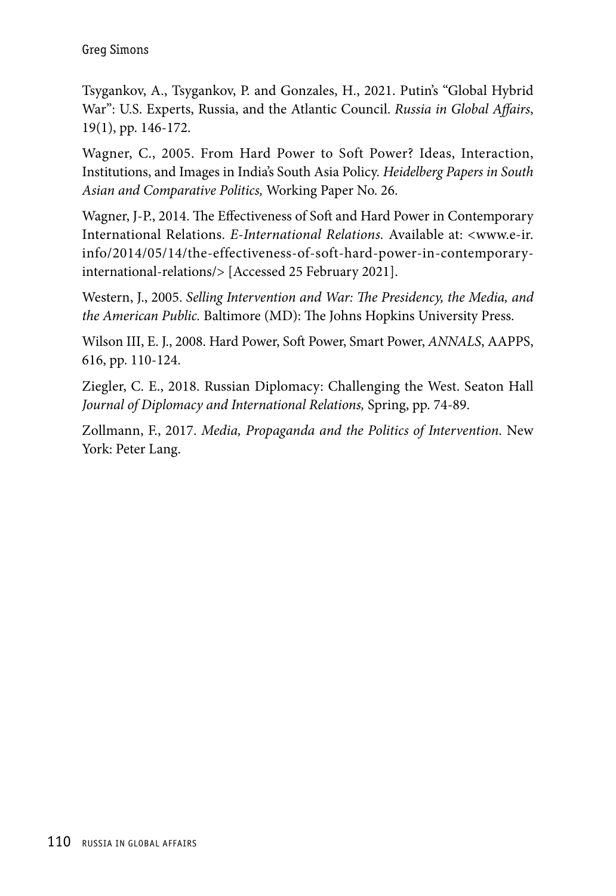Tsygankov, A., Tsygankov, P. and Gonzales, H., 2021. Putin's "Global Hybrid War": U.S. Experts, Russia, and the Atlantic Council. *Russia in Global Affairs*, 19(1), pp. 146-172.

Wagner, C., 2005. From Hard Power to Soft Power? Ideas, Interaction, Institutions, and Images in India's South Asia Policy. *Heidelberg Papers in South Asian and Comparative Politics,* Working Paper No. 26.

Wagner, J-P., 2014. The Effectiveness of Soft and Hard Power in Contemporary International Relations. *E-International Relations.* Available at: <www.e-ir.info/2014/05/14/the-effectiveness-of-soft-hard-power-in-contemporary-international-relations/> [Accessed 25 February 2021].

Western, J., 2005. *Selling Intervention and War: The Presidency, the Media, and the American Public.* Baltimore (MD): The Johns Hopkins University Press.

Wilson III, E. J., 2008. Hard Power, Soft Power, Smart Power, *ANNALS*, AAPPS, 616, pp. 110-124.

Ziegler, C. E., 2018. Russian Diplomacy: Challenging the West. Seaton Hall *Journal of Diplomacy and International Relations,* Spring, pp. 74-89.

Zollmann, F., 2017. *Media, Propaganda and the Politics of Intervention.* New York: Peter Lang.